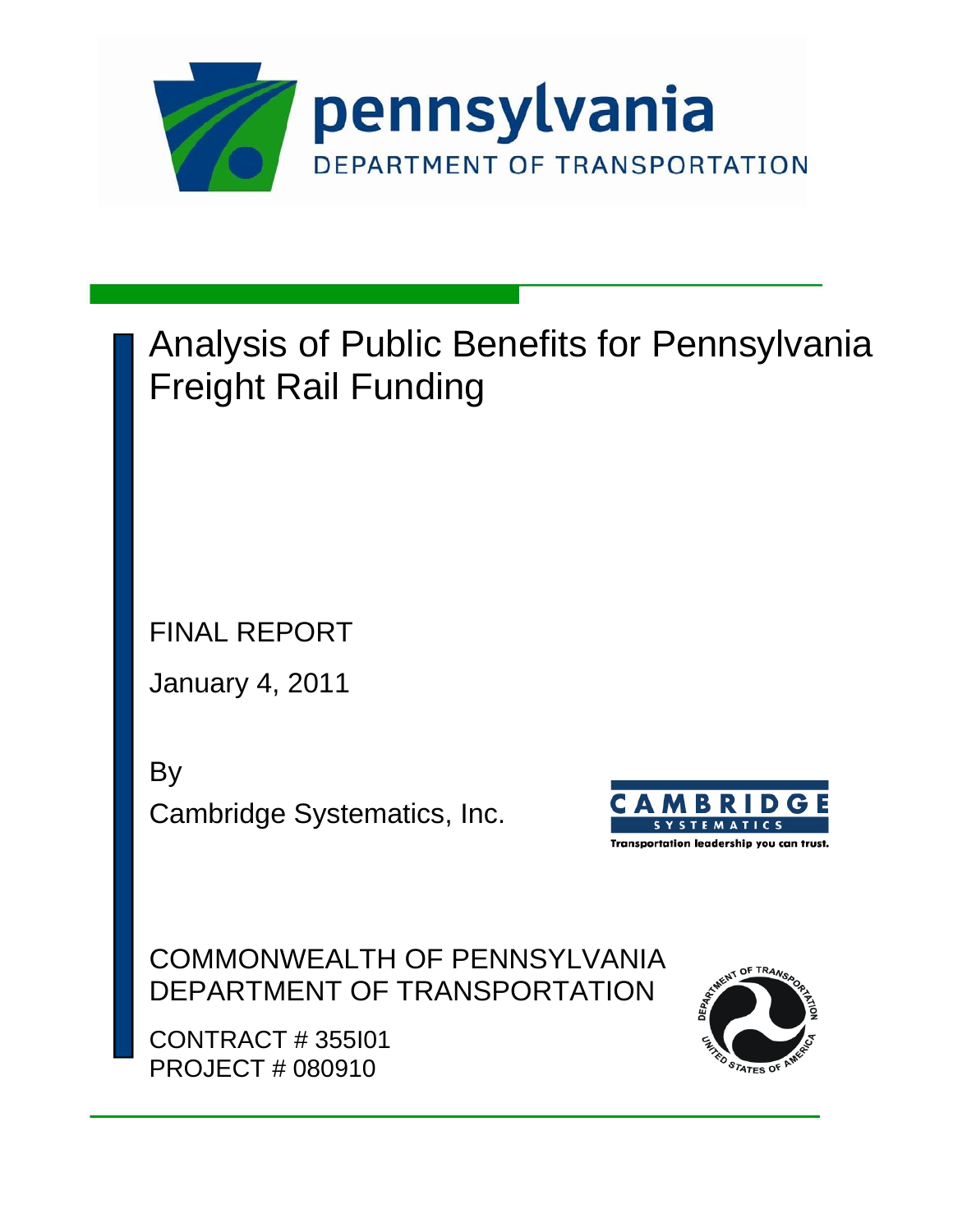pennsylvania

DEPARTMENT OF TRANSPORTATION

# Analysis of Public Benefits for Pennsylvania Freight Rail Funding

FINAL REPORT

January 4, 2011

By

Cambridge Systematics, Inc.

CAMBRIDGE SYSTEMATICS

Transportation leadership you can trust.

COMMONWEALTH OF PENNSYLVANIA
DEPARTMENT OF TRANSPORTATION

CONTRACT # 355I01
PROJECT # 080910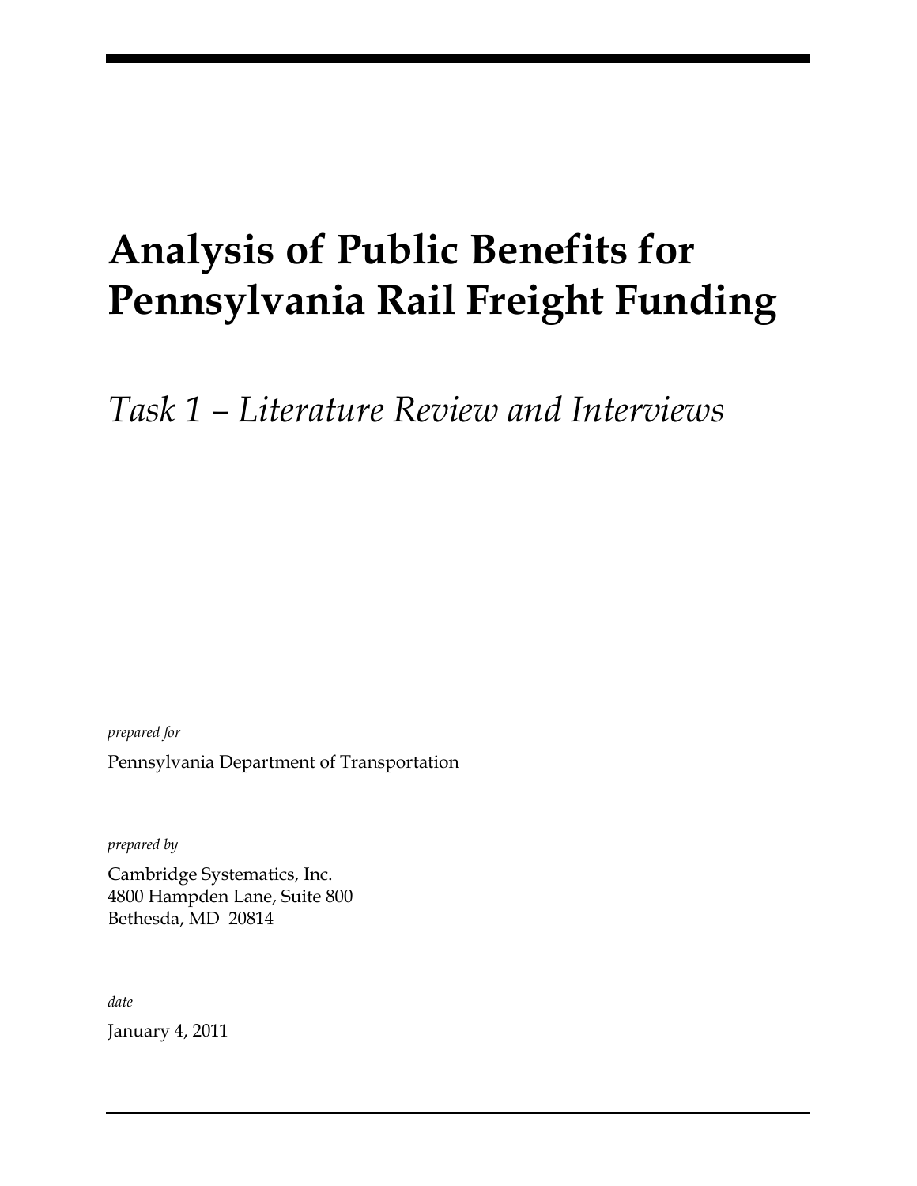# Analysis of Public Benefits for Pennsylvania Rail Freight Funding

## *Task 1 – Literature Review and Interviews*

*prepared for*

Pennsylvania Department of Transportation

*prepared by*

Cambridge Systematics, Inc.
4800 Hampden Lane, Suite 800
Bethesda, MD 20814

*date*

January 4, 2011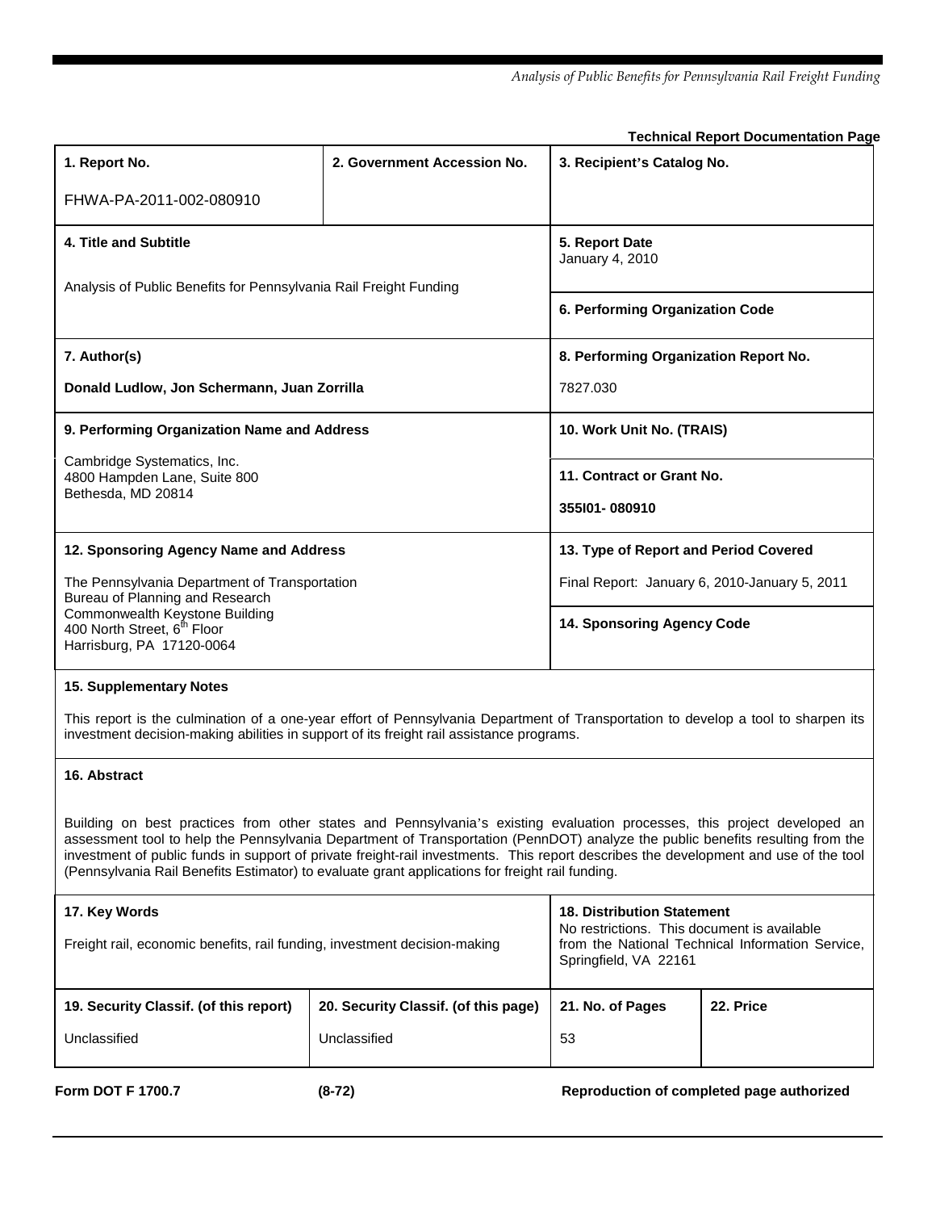**Technical Report Documentation Page**

| 1. Report No. | 2. Government Accession No. | 3. Recipient's Catalog No. |
|---|---|---|
| FHWA-PA-2011-002-080910 | | |
| **4. Title and Subtitle** Analysis of Public Benefits for Pennsylvania Rail Freight Funding | | **5. Report Date** January 4, 2010 |
| | | **6. Performing Organization Code** |
| **7. Author(s)** **Donald Ludlow, Jon Schermann, Juan Zorrilla** | | **8. Performing Organization Report No.** 7827.030 |
| **9. Performing Organization Name and Address** Cambridge Systematics, Inc. 4800 Hampden Lane, Suite 800 Bethesda, MD 20814 | | **10. Work Unit No. (TRAIS)** |
| | | **11. Contract or Grant No.** **355I01- 080910** |
| **12. Sponsoring Agency Name and Address** The Pennsylvania Department of Transportation Bureau of Planning and Research Commonwealth Keystone Building 400 North Street, 6th Floor Harrisburg, PA 17120-0064 | | **13. Type of Report and Period Covered** Final Report: January 6, 2010-January 5, 2011 |
| | | **14. Sponsoring Agency Code** |

**15. Supplementary Notes**

This report is the culmination of a one-year effort of Pennsylvania Department of Transportation to develop a tool to sharpen its investment decision-making abilities in support of its freight rail assistance programs.

**16. Abstract**

Building on best practices from other states and Pennsylvania's existing evaluation processes, this project developed an assessment tool to help the Pennsylvania Department of Transportation (PennDOT) analyze the public benefits resulting from the investment of public funds in support of private freight-rail investments. This report describes the development and use of the tool (Pennsylvania Rail Benefits Estimator) to evaluate grant applications for freight rail funding.

| 17. Key Words | 18. Distribution Statement |
|---|---|
| Freight rail, economic benefits, rail funding, investment decision-making | No restrictions. This document is available from the National Technical Information Service, Springfield, VA 22161 |

| 19. Security Classif. (of this report) | 20. Security Classif. (of this page) | 21. No. of Pages | 22. Price |
|---|---|---|---|
| Unclassified | Unclassified | 53 | |

**Form DOT F 1700.7** **(8-72)** **Reproduction of completed page authorized**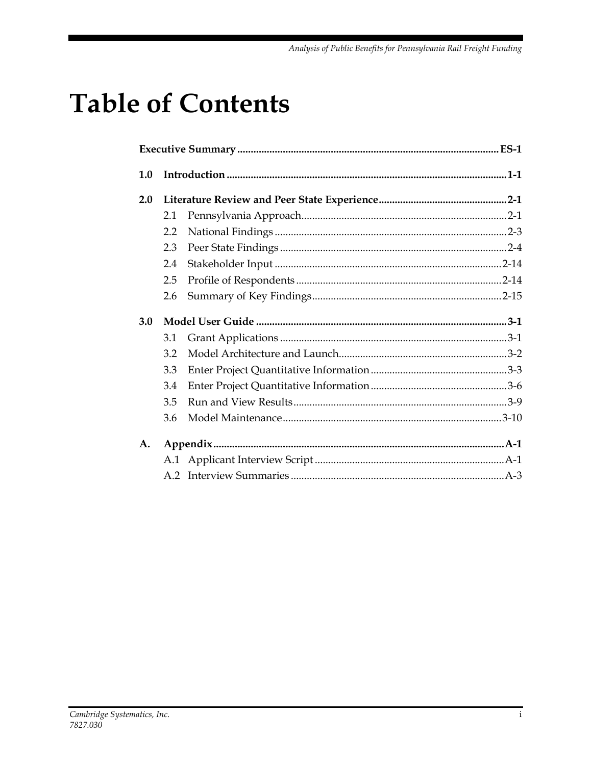# Table of Contents

**Executive Summary** ................................................................................................ **ES-1**

**1.0 Introduction** ........................................................................................................ **1-1**

**2.0 Literature Review and Peer State Experience** ............................................... **2-1**

- 2.1 Pennsylvania Approach ............................................................................ 2-1
- 2.2 National Findings ...................................................................................... 2-3
- 2.3 Peer State Findings .................................................................................... 2-4
- 2.4 Stakeholder Input .................................................................................... 2-14
- 2.5 Profile of Respondents ............................................................................ 2-14
- 2.6 Summary of Key Findings ...................................................................... 2-15

**3.0 Model User Guide** ............................................................................................. **3-1**

- 3.1 Grant Applications .................................................................................... 3-1
- 3.2 Model Architecture and Launch .............................................................. 3-2
- 3.3 Enter Project Quantitative Information .................................................. 3-3
- 3.4 Enter Project Quantitative Information .................................................. 3-6
- 3.5 Run and View Results ............................................................................... 3-9
- 3.6 Model Maintenance ................................................................................. 3-10

**A. Appendix** ............................................................................................................ **A-1**

- A.1 Applicant Interview Script ...................................................................... A-1
- A.2 Interview Summaries ............................................................................... A-3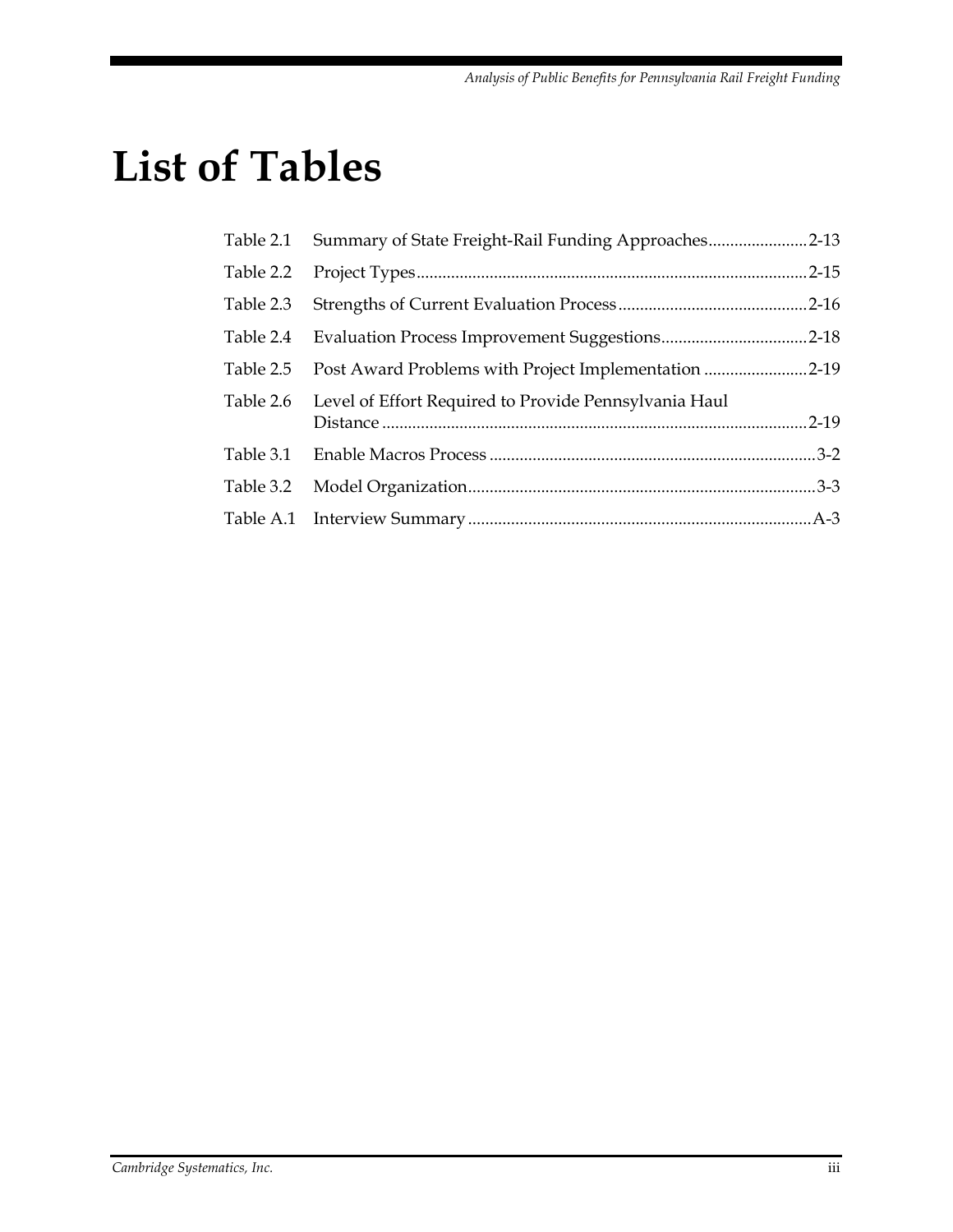# List of Tables

| | | |
|---|---|---|
| Table 2.1 | Summary of State Freight-Rail Funding Approaches | 2-13 |
| Table 2.2 | Project Types | 2-15 |
| Table 2.3 | Strengths of Current Evaluation Process | 2-16 |
| Table 2.4 | Evaluation Process Improvement Suggestions | 2-18 |
| Table 2.5 | Post Award Problems with Project Implementation | 2-19 |
| Table 2.6 | Level of Effort Required to Provide Pennsylvania Haul Distance | 2-19 |
| Table 3.1 | Enable Macros Process | 3-2 |
| Table 3.2 | Model Organization | 3-3 |
| Table A.1 | Interview Summary | A-3 |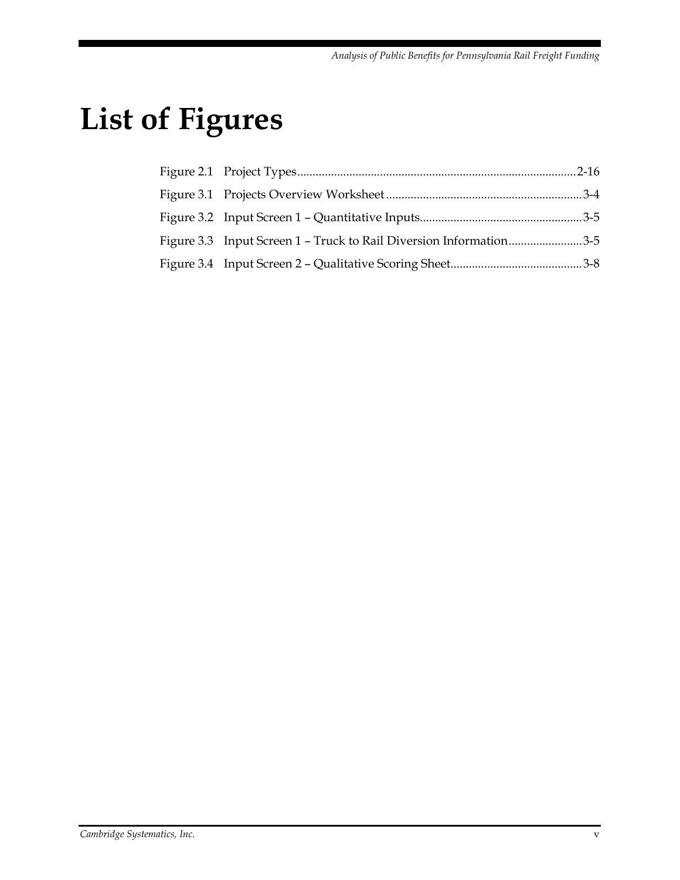# List of Figures

Figure 2.1 Project Types....................................................................................2-16

Figure 3.1 Projects Overview Worksheet .................................................................3-4

Figure 3.2 Input Screen 1 – Quantitative Inputs......................................................3-5

Figure 3.3 Input Screen 1 – Truck to Rail Diversion Information........................3-5

Figure 3.4 Input Screen 2 – Qualitative Scoring Sheet...........................................3-8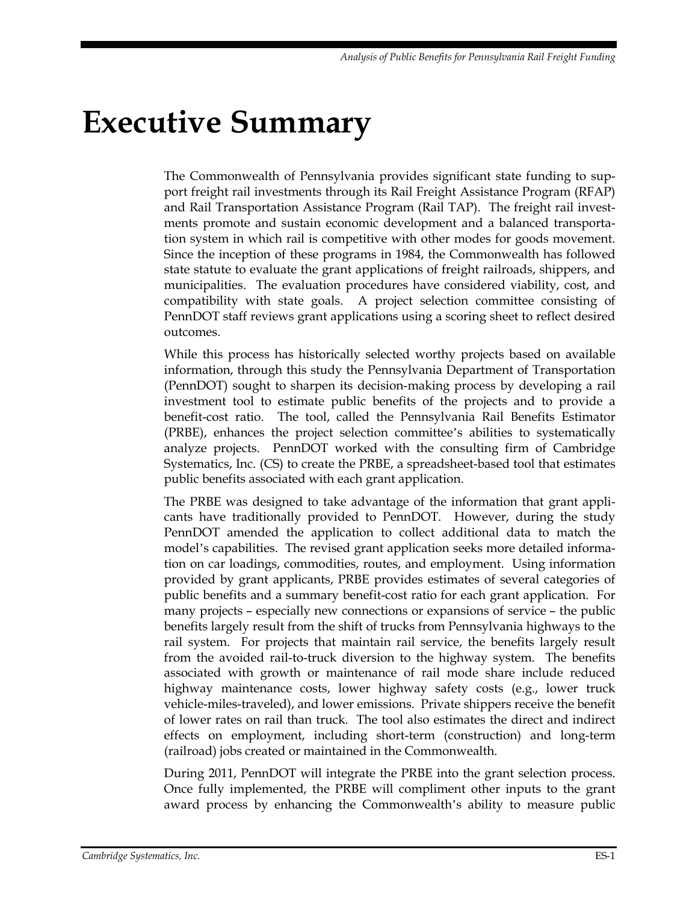# Executive Summary

The Commonwealth of Pennsylvania provides significant state funding to support freight rail investments through its Rail Freight Assistance Program (RFAP) and Rail Transportation Assistance Program (Rail TAP). The freight rail investments promote and sustain economic development and a balanced transportation system in which rail is competitive with other modes for goods movement. Since the inception of these programs in 1984, the Commonwealth has followed state statute to evaluate the grant applications of freight railroads, shippers, and municipalities. The evaluation procedures have considered viability, cost, and compatibility with state goals. A project selection committee consisting of PennDOT staff reviews grant applications using a scoring sheet to reflect desired outcomes.

While this process has historically selected worthy projects based on available information, through this study the Pennsylvania Department of Transportation (PennDOT) sought to sharpen its decision-making process by developing a rail investment tool to estimate public benefits of the projects and to provide a benefit-cost ratio. The tool, called the Pennsylvania Rail Benefits Estimator (PRBE), enhances the project selection committee's abilities to systematically analyze projects. PennDOT worked with the consulting firm of Cambridge Systematics, Inc. (CS) to create the PRBE, a spreadsheet-based tool that estimates public benefits associated with each grant application.

The PRBE was designed to take advantage of the information that grant applicants have traditionally provided to PennDOT. However, during the study PennDOT amended the application to collect additional data to match the model's capabilities. The revised grant application seeks more detailed information on car loadings, commodities, routes, and employment. Using information provided by grant applicants, PRBE provides estimates of several categories of public benefits and a summary benefit-cost ratio for each grant application. For many projects – especially new connections or expansions of service – the public benefits largely result from the shift of trucks from Pennsylvania highways to the rail system. For projects that maintain rail service, the benefits largely result from the avoided rail-to-truck diversion to the highway system. The benefits associated with growth or maintenance of rail mode share include reduced highway maintenance costs, lower highway safety costs (e.g., lower truck vehicle-miles-traveled), and lower emissions. Private shippers receive the benefit of lower rates on rail than truck. The tool also estimates the direct and indirect effects on employment, including short-term (construction) and long-term (railroad) jobs created or maintained in the Commonwealth.

During 2011, PennDOT will integrate the PRBE into the grant selection process. Once fully implemented, the PRBE will compliment other inputs to the grant award process by enhancing the Commonwealth's ability to measure public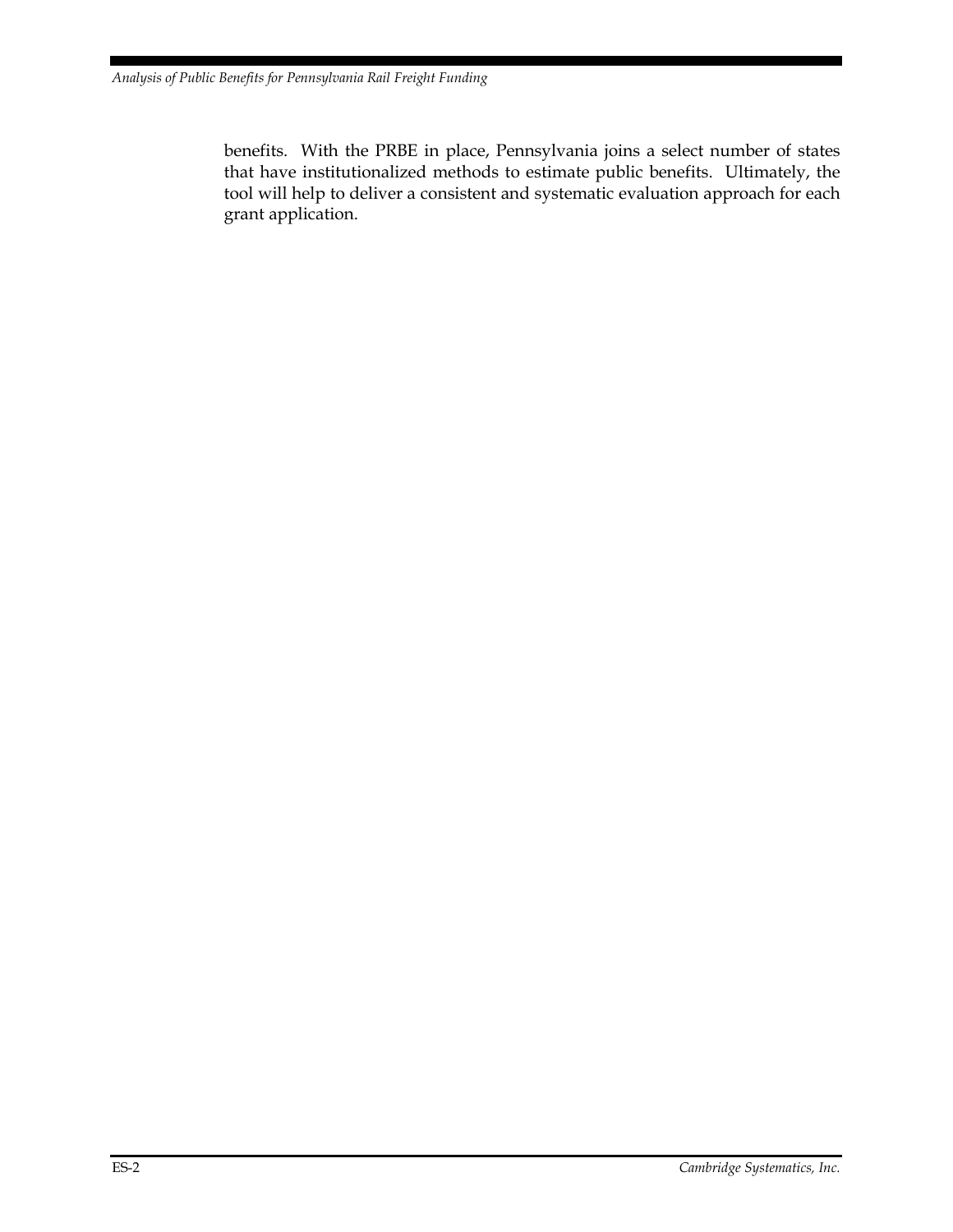benefits. With the PRBE in place, Pennsylvania joins a select number of states that have institutionalized methods to estimate public benefits. Ultimately, the tool will help to deliver a consistent and systematic evaluation approach for each grant application.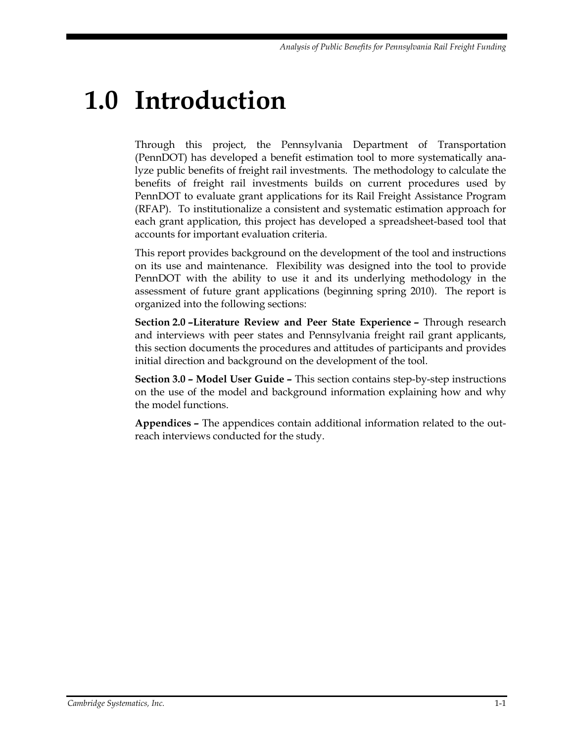# 1.0 Introduction

Through this project, the Pennsylvania Department of Transportation (PennDOT) has developed a benefit estimation tool to more systematically analyze public benefits of freight rail investments. The methodology to calculate the benefits of freight rail investments builds on current procedures used by PennDOT to evaluate grant applications for its Rail Freight Assistance Program (RFAP). To institutionalize a consistent and systematic estimation approach for each grant application, this project has developed a spreadsheet-based tool that accounts for important evaluation criteria.

This report provides background on the development of the tool and instructions on its use and maintenance. Flexibility was designed into the tool to provide PennDOT with the ability to use it and its underlying methodology in the assessment of future grant applications (beginning spring 2010). The report is organized into the following sections:

**Section 2.0 –Literature Review and Peer State Experience –** Through research and interviews with peer states and Pennsylvania freight rail grant applicants, this section documents the procedures and attitudes of participants and provides initial direction and background on the development of the tool.

**Section 3.0 – Model User Guide –** This section contains step-by-step instructions on the use of the model and background information explaining how and why the model functions.

**Appendices –** The appendices contain additional information related to the outreach interviews conducted for the study.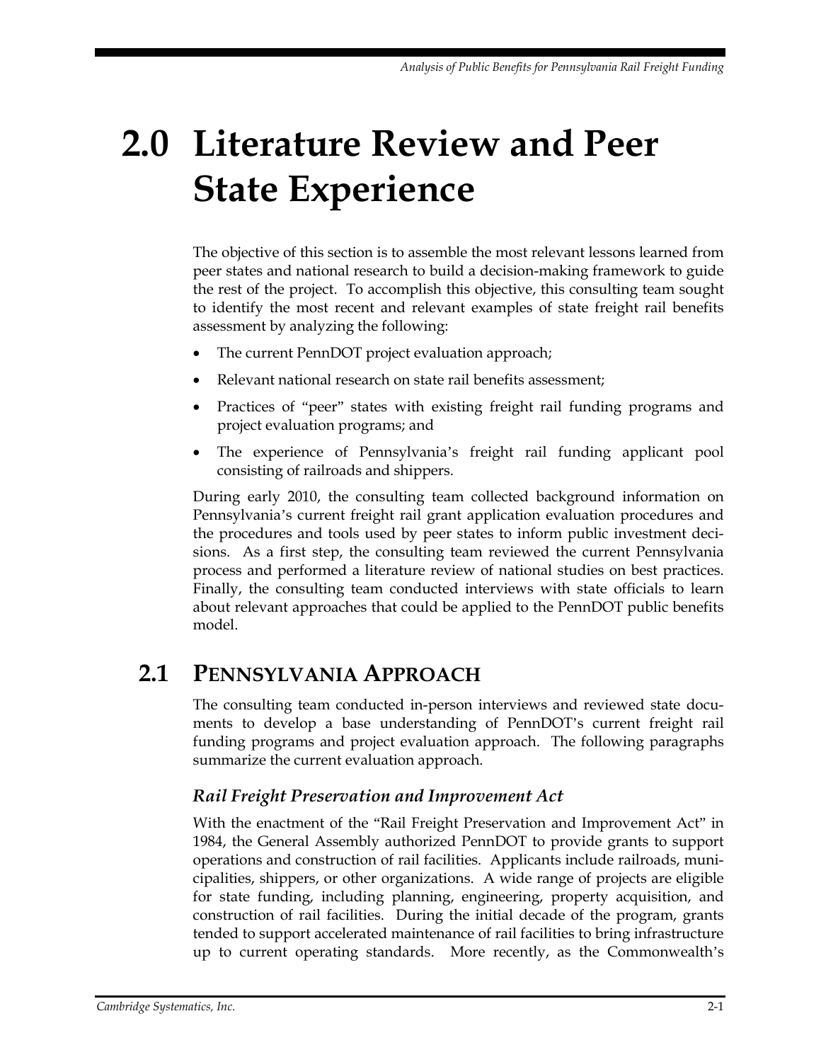# 2.0 Literature Review and Peer State Experience

The objective of this section is to assemble the most relevant lessons learned from peer states and national research to build a decision-making framework to guide the rest of the project. To accomplish this objective, this consulting team sought to identify the most recent and relevant examples of state freight rail benefits assessment by analyzing the following:

- The current PennDOT project evaluation approach;
- Relevant national research on state rail benefits assessment;
- Practices of "peer" states with existing freight rail funding programs and project evaluation programs; and
- The experience of Pennsylvania's freight rail funding applicant pool consisting of railroads and shippers.

During early 2010, the consulting team collected background information on Pennsylvania's current freight rail grant application evaluation procedures and the procedures and tools used by peer states to inform public investment decisions. As a first step, the consulting team reviewed the current Pennsylvania process and performed a literature review of national studies on best practices. Finally, the consulting team conducted interviews with state officials to learn about relevant approaches that could be applied to the PennDOT public benefits model.

## 2.1 Pennsylvania Approach

The consulting team conducted in-person interviews and reviewed state documents to develop a base understanding of PennDOT's current freight rail funding programs and project evaluation approach. The following paragraphs summarize the current evaluation approach.

### *Rail Freight Preservation and Improvement Act*

With the enactment of the "Rail Freight Preservation and Improvement Act" in 1984, the General Assembly authorized PennDOT to provide grants to support operations and construction of rail facilities. Applicants include railroads, municipalities, shippers, or other organizations. A wide range of projects are eligible for state funding, including planning, engineering, property acquisition, and construction of rail facilities. During the initial decade of the program, grants tended to support accelerated maintenance of rail facilities to bring infrastructure up to current operating standards. More recently, as the Commonwealth's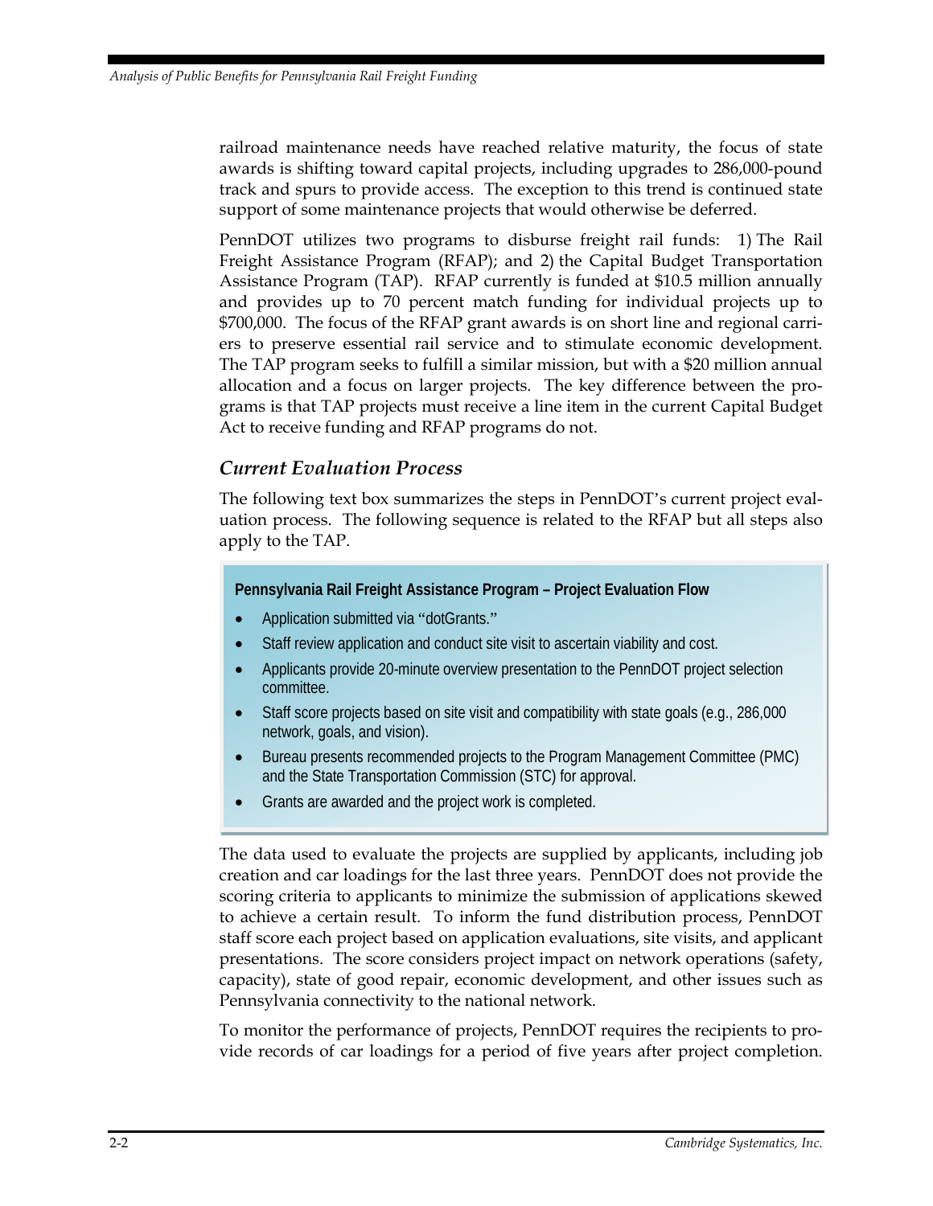railroad maintenance needs have reached relative maturity, the focus of state awards is shifting toward capital projects, including upgrades to 286,000-pound track and spurs to provide access. The exception to this trend is continued state support of some maintenance projects that would otherwise be deferred.

PennDOT utilizes two programs to disburse freight rail funds: 1) The Rail Freight Assistance Program (RFAP); and 2) the Capital Budget Transportation Assistance Program (TAP). RFAP currently is funded at $10.5 million annually and provides up to 70 percent match funding for individual projects up to $700,000. The focus of the RFAP grant awards is on short line and regional carriers to preserve essential rail service and to stimulate economic development. The TAP program seeks to fulfill a similar mission, but with a $20 million annual allocation and a focus on larger projects. The key difference between the programs is that TAP projects must receive a line item in the current Capital Budget Act to receive funding and RFAP programs do not.

### *Current Evaluation Process*

The following text box summarizes the steps in PennDOT's current project evaluation process. The following sequence is related to the RFAP but all steps also apply to the TAP.

**Pennsylvania Rail Freight Assistance Program – Project Evaluation Flow**

- Application submitted via "dotGrants."
- Staff review application and conduct site visit to ascertain viability and cost.
- Applicants provide 20-minute overview presentation to the PennDOT project selection committee.
- Staff score projects based on site visit and compatibility with state goals (e.g., 286,000 network, goals, and vision).
- Bureau presents recommended projects to the Program Management Committee (PMC) and the State Transportation Commission (STC) for approval.
- Grants are awarded and the project work is completed.

The data used to evaluate the projects are supplied by applicants, including job creation and car loadings for the last three years. PennDOT does not provide the scoring criteria to applicants to minimize the submission of applications skewed to achieve a certain result. To inform the fund distribution process, PennDOT staff score each project based on application evaluations, site visits, and applicant presentations. The score considers project impact on network operations (safety, capacity), state of good repair, economic development, and other issues such as Pennsylvania connectivity to the national network.

To monitor the performance of projects, PennDOT requires the recipients to provide records of car loadings for a period of five years after project completion.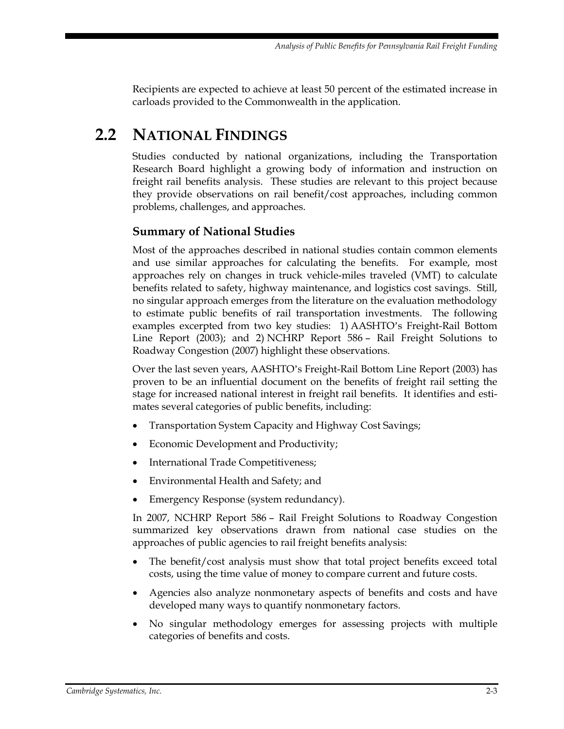Recipients are expected to achieve at least 50 percent of the estimated increase in carloads provided to the Commonwealth in the application.

## 2.2 National Findings

Studies conducted by national organizations, including the Transportation Research Board highlight a growing body of information and instruction on freight rail benefits analysis. These studies are relevant to this project because they provide observations on rail benefit/cost approaches, including common problems, challenges, and approaches.

### Summary of National Studies

Most of the approaches described in national studies contain common elements and use similar approaches for calculating the benefits. For example, most approaches rely on changes in truck vehicle-miles traveled (VMT) to calculate benefits related to safety, highway maintenance, and logistics cost savings. Still, no singular approach emerges from the literature on the evaluation methodology to estimate public benefits of rail transportation investments. The following examples excerpted from two key studies: 1) AASHTO's Freight-Rail Bottom Line Report (2003); and 2) NCHRP Report 586 – Rail Freight Solutions to Roadway Congestion (2007) highlight these observations.

Over the last seven years, AASHTO's Freight-Rail Bottom Line Report (2003) has proven to be an influential document on the benefits of freight rail setting the stage for increased national interest in freight rail benefits. It identifies and estimates several categories of public benefits, including:

- Transportation System Capacity and Highway Cost Savings;
- Economic Development and Productivity;
- International Trade Competitiveness;
- Environmental Health and Safety; and
- Emergency Response (system redundancy).

In 2007, NCHRP Report 586 – Rail Freight Solutions to Roadway Congestion summarized key observations drawn from national case studies on the approaches of public agencies to rail freight benefits analysis:

- The benefit/cost analysis must show that total project benefits exceed total costs, using the time value of money to compare current and future costs.
- Agencies also analyze nonmonetary aspects of benefits and costs and have developed many ways to quantify nonmonetary factors.
- No singular methodology emerges for assessing projects with multiple categories of benefits and costs.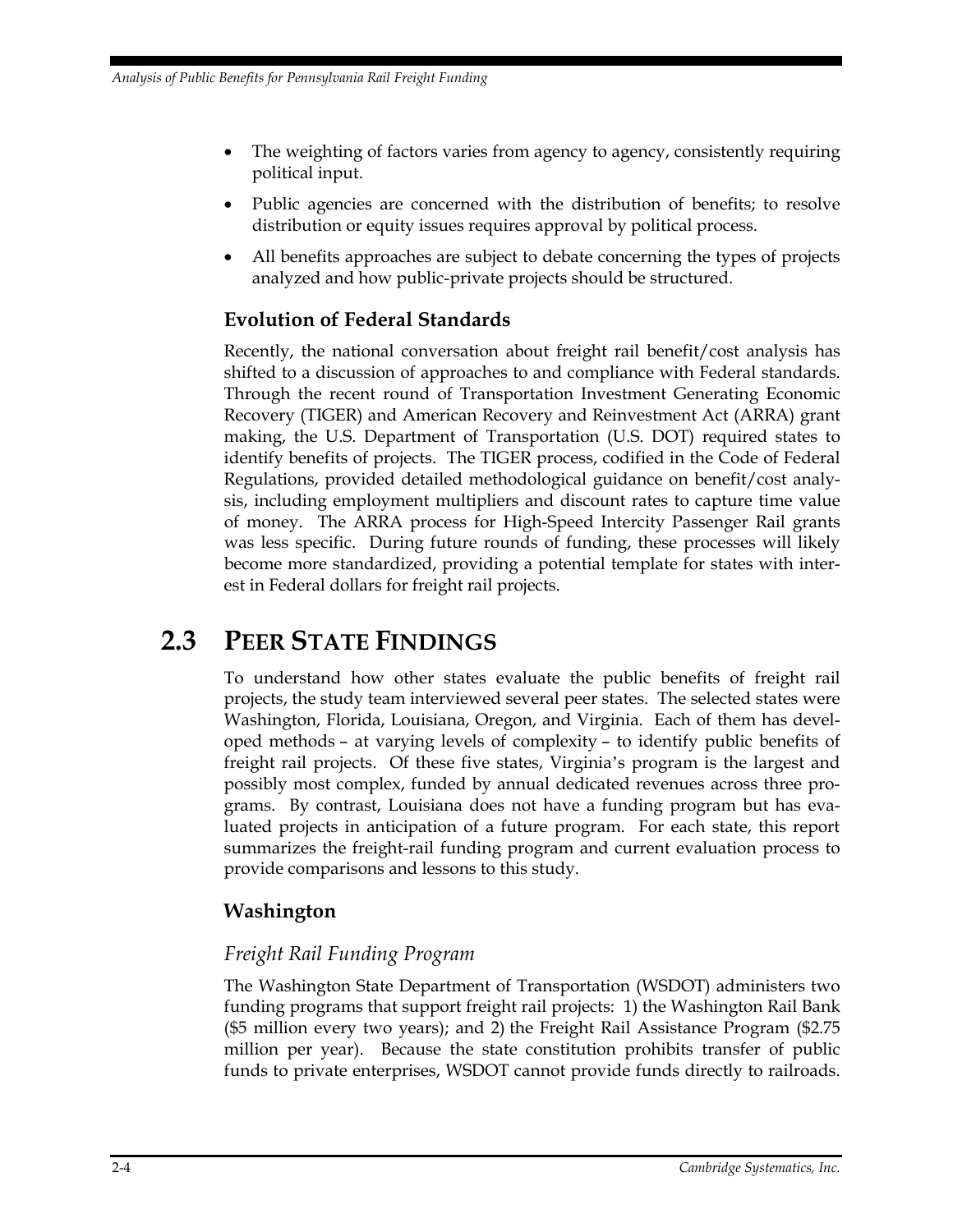- The weighting of factors varies from agency to agency, consistently requiring political input.
- Public agencies are concerned with the distribution of benefits; to resolve distribution or equity issues requires approval by political process.
- All benefits approaches are subject to debate concerning the types of projects analyzed and how public-private projects should be structured.

### Evolution of Federal Standards

Recently, the national conversation about freight rail benefit/cost analysis has shifted to a discussion of approaches to and compliance with Federal standards. Through the recent round of Transportation Investment Generating Economic Recovery (TIGER) and American Recovery and Reinvestment Act (ARRA) grant making, the U.S. Department of Transportation (U.S. DOT) required states to identify benefits of projects. The TIGER process, codified in the Code of Federal Regulations, provided detailed methodological guidance on benefit/cost analysis, including employment multipliers and discount rates to capture time value of money. The ARRA process for High-Speed Intercity Passenger Rail grants was less specific. During future rounds of funding, these processes will likely become more standardized, providing a potential template for states with interest in Federal dollars for freight rail projects.

## 2.3 Peer State Findings

To understand how other states evaluate the public benefits of freight rail projects, the study team interviewed several peer states. The selected states were Washington, Florida, Louisiana, Oregon, and Virginia. Each of them has developed methods – at varying levels of complexity – to identify public benefits of freight rail projects. Of these five states, Virginia's program is the largest and possibly most complex, funded by annual dedicated revenues across three programs. By contrast, Louisiana does not have a funding program but has evaluated projects in anticipation of a future program. For each state, this report summarizes the freight-rail funding program and current evaluation process to provide comparisons and lessons to this study.

### Washington

#### *Freight Rail Funding Program*

The Washington State Department of Transportation (WSDOT) administers two funding programs that support freight rail projects: 1) the Washington Rail Bank ($5 million every two years); and 2) the Freight Rail Assistance Program ($2.75 million per year). Because the state constitution prohibits transfer of public funds to private enterprises, WSDOT cannot provide funds directly to railroads.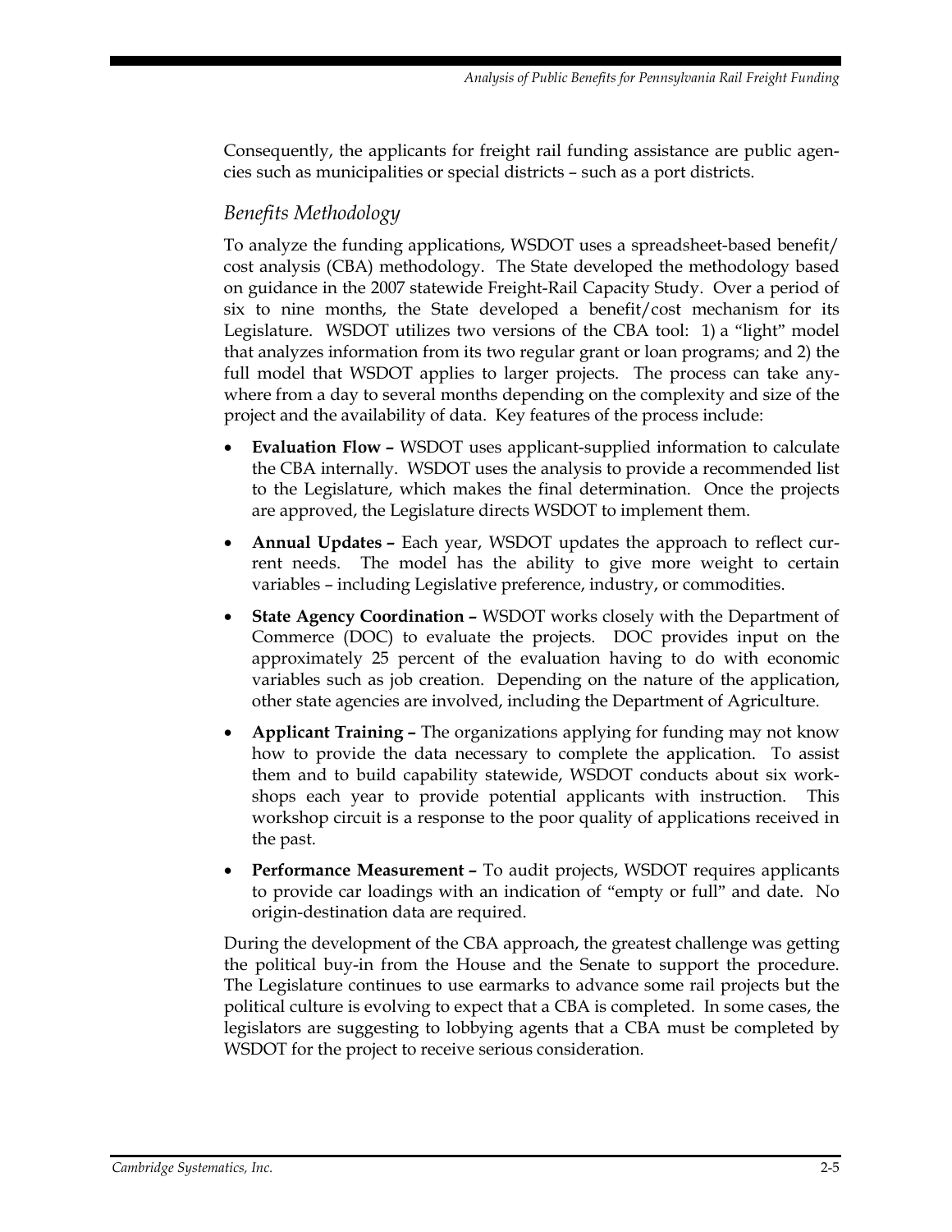Consequently, the applicants for freight rail funding assistance are public agencies such as municipalities or special districts – such as a port districts.

### *Benefits Methodology*

To analyze the funding applications, WSDOT uses a spreadsheet-based benefit/cost analysis (CBA) methodology. The State developed the methodology based on guidance in the 2007 statewide Freight-Rail Capacity Study. Over a period of six to nine months, the State developed a benefit/cost mechanism for its Legislature. WSDOT utilizes two versions of the CBA tool: 1) a "light" model that analyzes information from its two regular grant or loan programs; and 2) the full model that WSDOT applies to larger projects. The process can take anywhere from a day to several months depending on the complexity and size of the project and the availability of data. Key features of the process include:

- **Evaluation Flow –** WSDOT uses applicant-supplied information to calculate the CBA internally. WSDOT uses the analysis to provide a recommended list to the Legislature, which makes the final determination. Once the projects are approved, the Legislature directs WSDOT to implement them.
- **Annual Updates –** Each year, WSDOT updates the approach to reflect current needs. The model has the ability to give more weight to certain variables – including Legislative preference, industry, or commodities.
- **State Agency Coordination –** WSDOT works closely with the Department of Commerce (DOC) to evaluate the projects. DOC provides input on the approximately 25 percent of the evaluation having to do with economic variables such as job creation. Depending on the nature of the application, other state agencies are involved, including the Department of Agriculture.
- **Applicant Training –** The organizations applying for funding may not know how to provide the data necessary to complete the application. To assist them and to build capability statewide, WSDOT conducts about six workshops each year to provide potential applicants with instruction. This workshop circuit is a response to the poor quality of applications received in the past.
- **Performance Measurement –** To audit projects, WSDOT requires applicants to provide car loadings with an indication of "empty or full" and date. No origin-destination data are required.

During the development of the CBA approach, the greatest challenge was getting the political buy-in from the House and the Senate to support the procedure. The Legislature continues to use earmarks to advance some rail projects but the political culture is evolving to expect that a CBA is completed. In some cases, the legislators are suggesting to lobbying agents that a CBA must be completed by WSDOT for the project to receive serious consideration.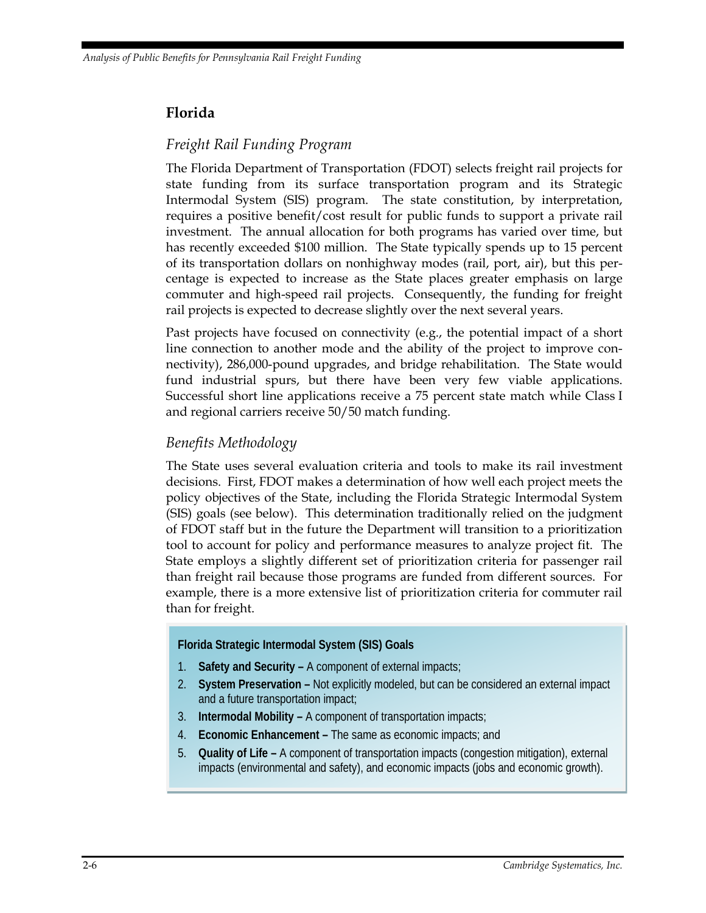## Florida

### *Freight Rail Funding Program*

The Florida Department of Transportation (FDOT) selects freight rail projects for state funding from its surface transportation program and its Strategic Intermodal System (SIS) program. The state constitution, by interpretation, requires a positive benefit/cost result for public funds to support a private rail investment. The annual allocation for both programs has varied over time, but has recently exceeded $100 million. The State typically spends up to 15 percent of its transportation dollars on nonhighway modes (rail, port, air), but this percentage is expected to increase as the State places greater emphasis on large commuter and high-speed rail projects. Consequently, the funding for freight rail projects is expected to decrease slightly over the next several years.

Past projects have focused on connectivity (e.g., the potential impact of a short line connection to another mode and the ability of the project to improve connectivity), 286,000-pound upgrades, and bridge rehabilitation. The State would fund industrial spurs, but there have been very few viable applications. Successful short line applications receive a 75 percent state match while Class I and regional carriers receive 50/50 match funding.

### *Benefits Methodology*

The State uses several evaluation criteria and tools to make its rail investment decisions. First, FDOT makes a determination of how well each project meets the policy objectives of the State, including the Florida Strategic Intermodal System (SIS) goals (see below). This determination traditionally relied on the judgment of FDOT staff but in the future the Department will transition to a prioritization tool to account for policy and performance measures to analyze project fit. The State employs a slightly different set of prioritization criteria for passenger rail than freight rail because those programs are funded from different sources. For example, there is a more extensive list of prioritization criteria for commuter rail than for freight.

**Florida Strategic Intermodal System (SIS) Goals**

1. **Safety and Security –** A component of external impacts;
2. **System Preservation –** Not explicitly modeled, but can be considered an external impact and a future transportation impact;
3. **Intermodal Mobility –** A component of transportation impacts;
4. **Economic Enhancement –** The same as economic impacts; and
5. **Quality of Life –** A component of transportation impacts (congestion mitigation), external impacts (environmental and safety), and economic impacts (jobs and economic growth).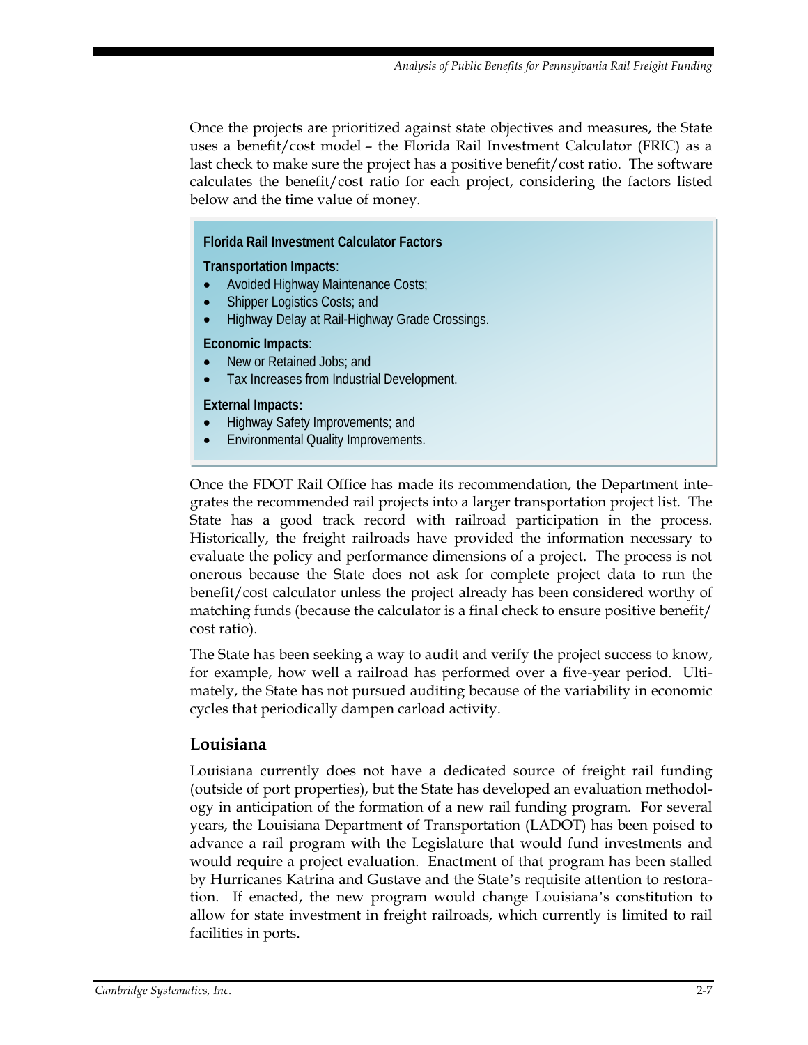Once the projects are prioritized against state objectives and measures, the State uses a benefit/cost model – the Florida Rail Investment Calculator (FRIC) as a last check to make sure the project has a positive benefit/cost ratio. The software calculates the benefit/cost ratio for each project, considering the factors listed below and the time value of money.

**Florida Rail Investment Calculator Factors**

**Transportation Impacts**:

- Avoided Highway Maintenance Costs;
- Shipper Logistics Costs; and
- Highway Delay at Rail-Highway Grade Crossings.

**Economic Impacts**:

- New or Retained Jobs; and
- Tax Increases from Industrial Development.

**External Impacts:**

- Highway Safety Improvements; and
- Environmental Quality Improvements.

Once the FDOT Rail Office has made its recommendation, the Department integrates the recommended rail projects into a larger transportation project list. The State has a good track record with railroad participation in the process. Historically, the freight railroads have provided the information necessary to evaluate the policy and performance dimensions of a project. The process is not onerous because the State does not ask for complete project data to run the benefit/cost calculator unless the project already has been considered worthy of matching funds (because the calculator is a final check to ensure positive benefit/cost ratio).

The State has been seeking a way to audit and verify the project success to know, for example, how well a railroad has performed over a five-year period. Ultimately, the State has not pursued auditing because of the variability in economic cycles that periodically dampen carload activity.

## Louisiana

Louisiana currently does not have a dedicated source of freight rail funding (outside of port properties), but the State has developed an evaluation methodology in anticipation of the formation of a new rail funding program. For several years, the Louisiana Department of Transportation (LADOT) has been poised to advance a rail program with the Legislature that would fund investments and would require a project evaluation. Enactment of that program has been stalled by Hurricanes Katrina and Gustave and the State's requisite attention to restoration. If enacted, the new program would change Louisiana's constitution to allow for state investment in freight railroads, which currently is limited to rail facilities in ports.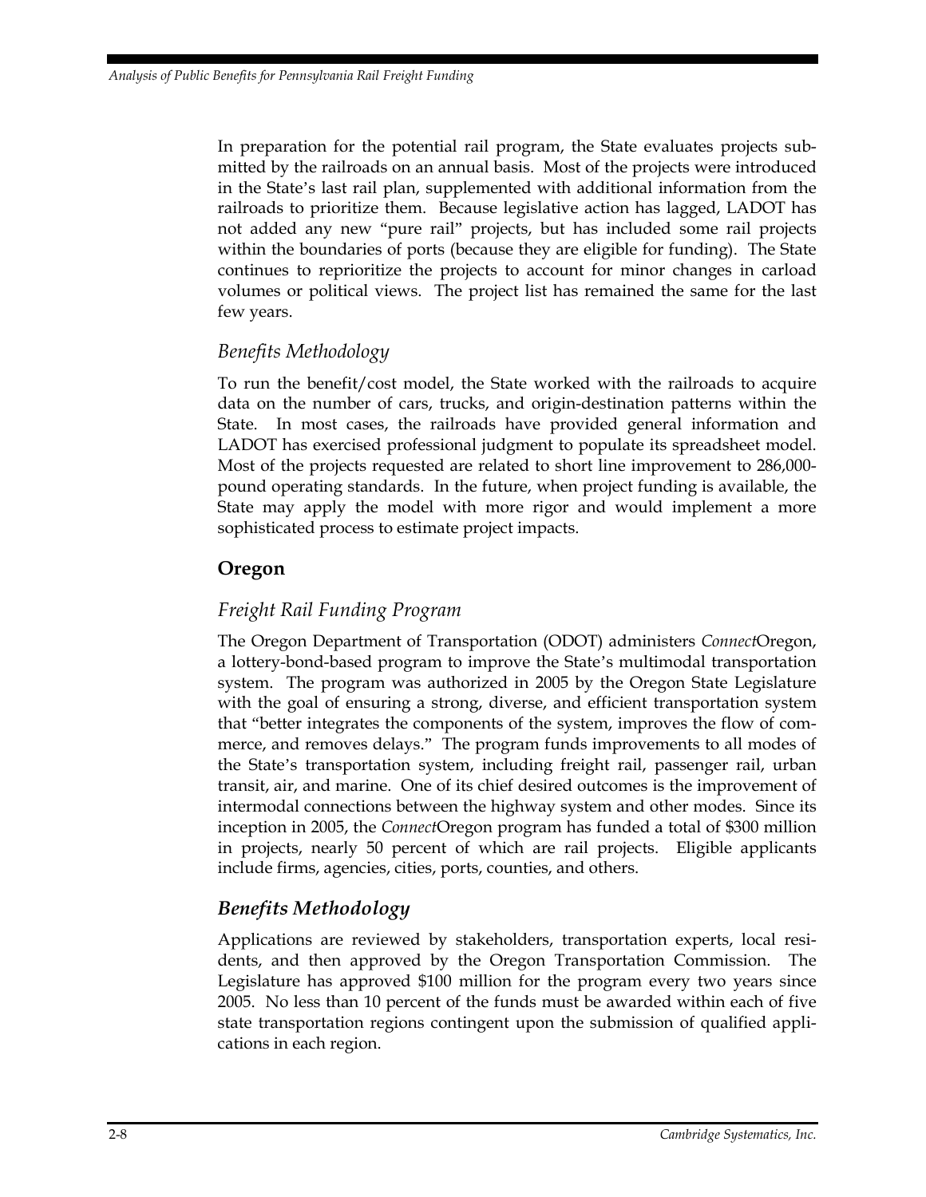In preparation for the potential rail program, the State evaluates projects submitted by the railroads on an annual basis. Most of the projects were introduced in the State's last rail plan, supplemented with additional information from the railroads to prioritize them. Because legislative action has lagged, LADOT has not added any new "pure rail" projects, but has included some rail projects within the boundaries of ports (because they are eligible for funding). The State continues to reprioritize the projects to account for minor changes in carload volumes or political views. The project list has remained the same for the last few years.

### *Benefits Methodology*

To run the benefit/cost model, the State worked with the railroads to acquire data on the number of cars, trucks, and origin-destination patterns within the State. In most cases, the railroads have provided general information and LADOT has exercised professional judgment to populate its spreadsheet model. Most of the projects requested are related to short line improvement to 286,000-pound operating standards. In the future, when project funding is available, the State may apply the model with more rigor and would implement a more sophisticated process to estimate project impacts.

## Oregon

### *Freight Rail Funding Program*

The Oregon Department of Transportation (ODOT) administers *Connect*Oregon, a lottery-bond-based program to improve the State's multimodal transportation system. The program was authorized in 2005 by the Oregon State Legislature with the goal of ensuring a strong, diverse, and efficient transportation system that "better integrates the components of the system, improves the flow of commerce, and removes delays." The program funds improvements to all modes of the State's transportation system, including freight rail, passenger rail, urban transit, air, and marine. One of its chief desired outcomes is the improvement of intermodal connections between the highway system and other modes. Since its inception in 2005, the *Connect*Oregon program has funded a total of $300 million in projects, nearly 50 percent of which are rail projects. Eligible applicants include firms, agencies, cities, ports, counties, and others.

### ***Benefits Methodology***

Applications are reviewed by stakeholders, transportation experts, local residents, and then approved by the Oregon Transportation Commission. The Legislature has approved $100 million for the program every two years since 2005. No less than 10 percent of the funds must be awarded within each of five state transportation regions contingent upon the submission of qualified applications in each region.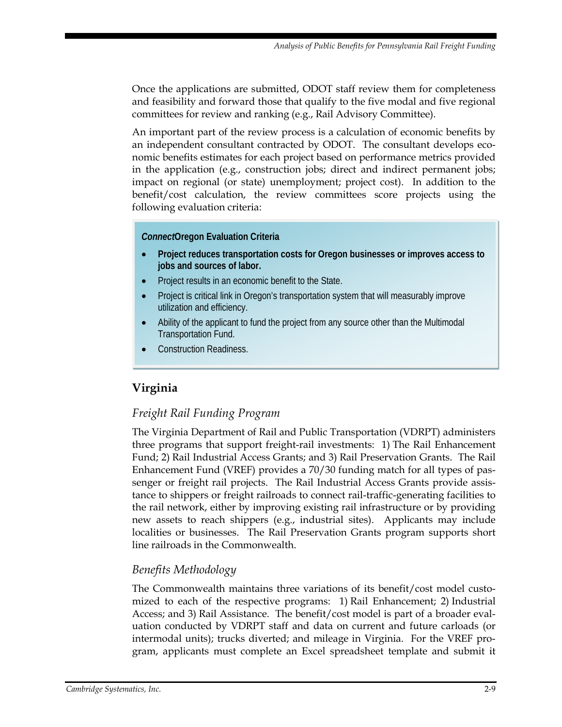Once the applications are submitted, ODOT staff review them for completeness and feasibility and forward those that qualify to the five modal and five regional committees for review and ranking (e.g., Rail Advisory Committee).

An important part of the review process is a calculation of economic benefits by an independent consultant contracted by ODOT. The consultant develops economic benefits estimates for each project based on performance metrics provided in the application (e.g., construction jobs; direct and indirect permanent jobs; impact on regional (or state) unemployment; project cost). In addition to the benefit/cost calculation, the review committees score projects using the following evaluation criteria:

> ***Connect*Oregon Evaluation Criteria**
>
> - **Project reduces transportation costs for Oregon businesses or improves access to jobs and sources of labor.**
> - Project results in an economic benefit to the State.
> - Project is critical link in Oregon's transportation system that will measurably improve utilization and efficiency.
> - Ability of the applicant to fund the project from any source other than the Multimodal Transportation Fund.
> - Construction Readiness.

## Virginia

### *Freight Rail Funding Program*

The Virginia Department of Rail and Public Transportation (VDRPT) administers three programs that support freight-rail investments: 1) The Rail Enhancement Fund; 2) Rail Industrial Access Grants; and 3) Rail Preservation Grants. The Rail Enhancement Fund (VREF) provides a 70/30 funding match for all types of passenger or freight rail projects. The Rail Industrial Access Grants provide assistance to shippers or freight railroads to connect rail-traffic-generating facilities to the rail network, either by improving existing rail infrastructure or by providing new assets to reach shippers (e.g., industrial sites). Applicants may include localities or businesses. The Rail Preservation Grants program supports short line railroads in the Commonwealth.

### *Benefits Methodology*

The Commonwealth maintains three variations of its benefit/cost model customized to each of the respective programs: 1) Rail Enhancement; 2) Industrial Access; and 3) Rail Assistance. The benefit/cost model is part of a broader evaluation conducted by VDRPT staff and data on current and future carloads (or intermodal units); trucks diverted; and mileage in Virginia. For the VREF program, applicants must complete an Excel spreadsheet template and submit it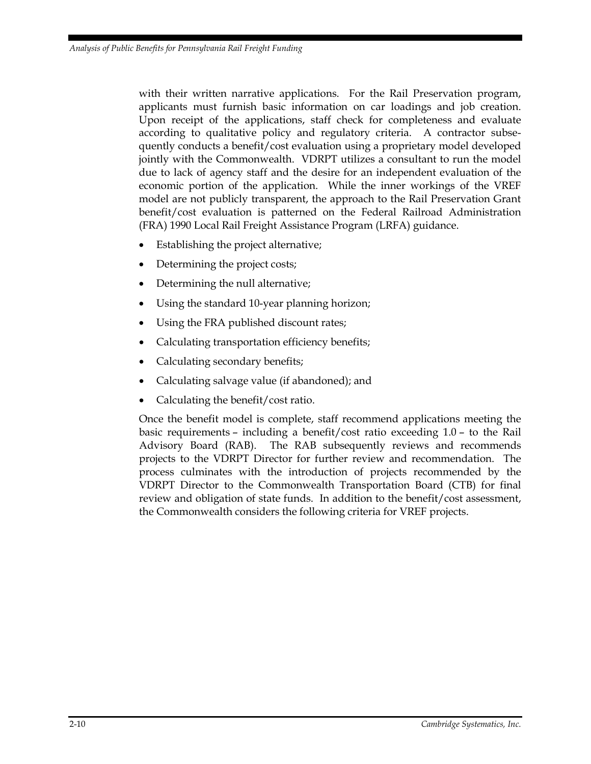with their written narrative applications. For the Rail Preservation program, applicants must furnish basic information on car loadings and job creation. Upon receipt of the applications, staff check for completeness and evaluate according to qualitative policy and regulatory criteria. A contractor subsequently conducts a benefit/cost evaluation using a proprietary model developed jointly with the Commonwealth. VDRPT utilizes a consultant to run the model due to lack of agency staff and the desire for an independent evaluation of the economic portion of the application. While the inner workings of the VREF model are not publicly transparent, the approach to the Rail Preservation Grant benefit/cost evaluation is patterned on the Federal Railroad Administration (FRA) 1990 Local Rail Freight Assistance Program (LRFA) guidance.

- Establishing the project alternative;
- Determining the project costs;
- Determining the null alternative;
- Using the standard 10-year planning horizon;
- Using the FRA published discount rates;
- Calculating transportation efficiency benefits;
- Calculating secondary benefits;
- Calculating salvage value (if abandoned); and
- Calculating the benefit/cost ratio.

Once the benefit model is complete, staff recommend applications meeting the basic requirements – including a benefit/cost ratio exceeding 1.0 – to the Rail Advisory Board (RAB). The RAB subsequently reviews and recommends projects to the VDRPT Director for further review and recommendation. The process culminates with the introduction of projects recommended by the VDRPT Director to the Commonwealth Transportation Board (CTB) for final review and obligation of state funds. In addition to the benefit/cost assessment, the Commonwealth considers the following criteria for VREF projects.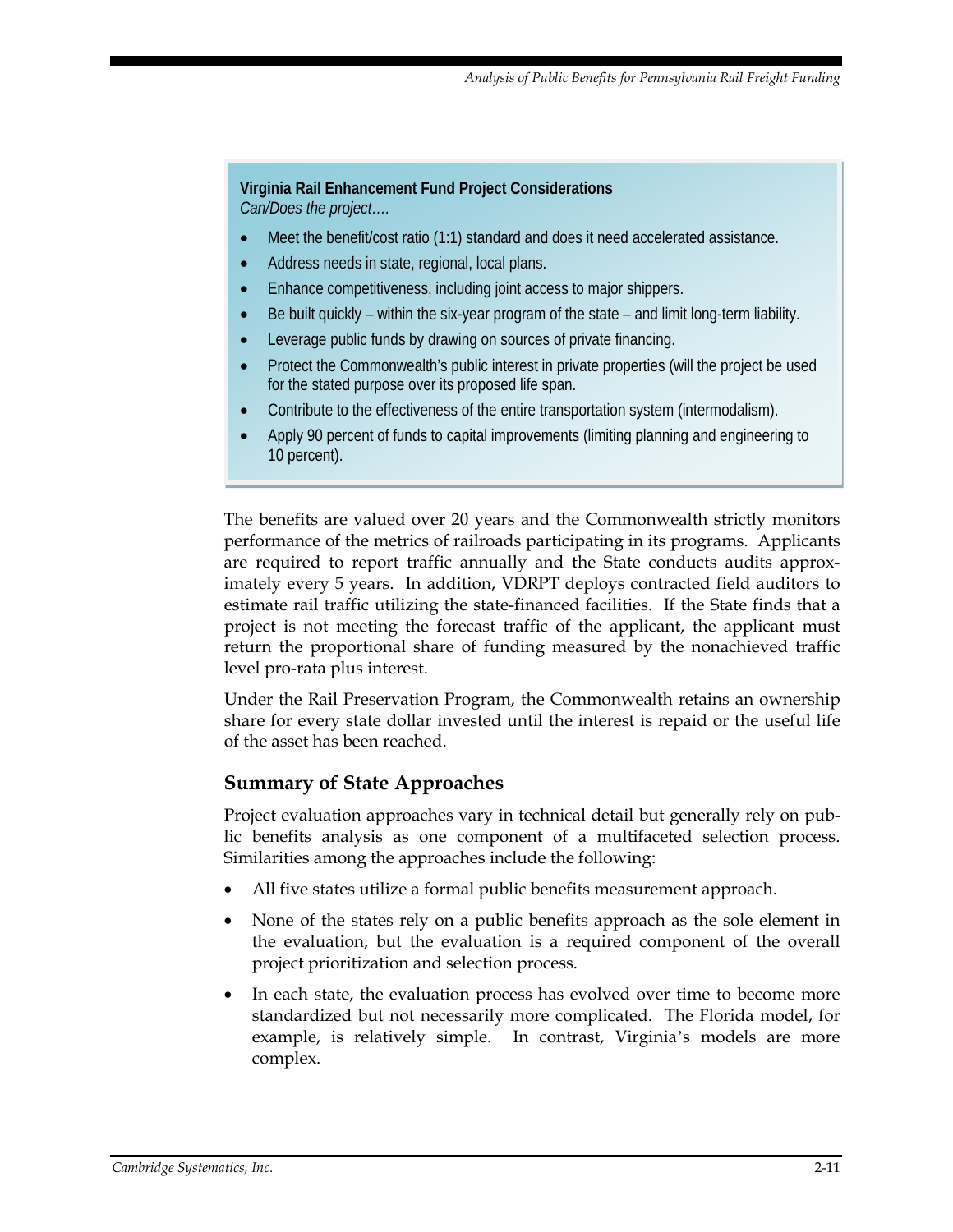**Virginia Rail Enhancement Fund Project Considerations**
*Can/Does the project….*

- Meet the benefit/cost ratio (1:1) standard and does it need accelerated assistance.
- Address needs in state, regional, local plans.
- Enhance competitiveness, including joint access to major shippers.
- Be built quickly – within the six-year program of the state – and limit long-term liability.
- Leverage public funds by drawing on sources of private financing.
- Protect the Commonwealth's public interest in private properties (will the project be used for the stated purpose over its proposed life span.
- Contribute to the effectiveness of the entire transportation system (intermodalism).
- Apply 90 percent of funds to capital improvements (limiting planning and engineering to 10 percent).

The benefits are valued over 20 years and the Commonwealth strictly monitors performance of the metrics of railroads participating in its programs. Applicants are required to report traffic annually and the State conducts audits approximately every 5 years. In addition, VDRPT deploys contracted field auditors to estimate rail traffic utilizing the state-financed facilities. If the State finds that a project is not meeting the forecast traffic of the applicant, the applicant must return the proportional share of funding measured by the nonachieved traffic level pro-rata plus interest.

Under the Rail Preservation Program, the Commonwealth retains an ownership share for every state dollar invested until the interest is repaid or the useful life of the asset has been reached.

## Summary of State Approaches

Project evaluation approaches vary in technical detail but generally rely on public benefits analysis as one component of a multifaceted selection process. Similarities among the approaches include the following:

- All five states utilize a formal public benefits measurement approach.
- None of the states rely on a public benefits approach as the sole element in the evaluation, but the evaluation is a required component of the overall project prioritization and selection process.
- In each state, the evaluation process has evolved over time to become more standardized but not necessarily more complicated. The Florida model, for example, is relatively simple. In contrast, Virginia's models are more complex.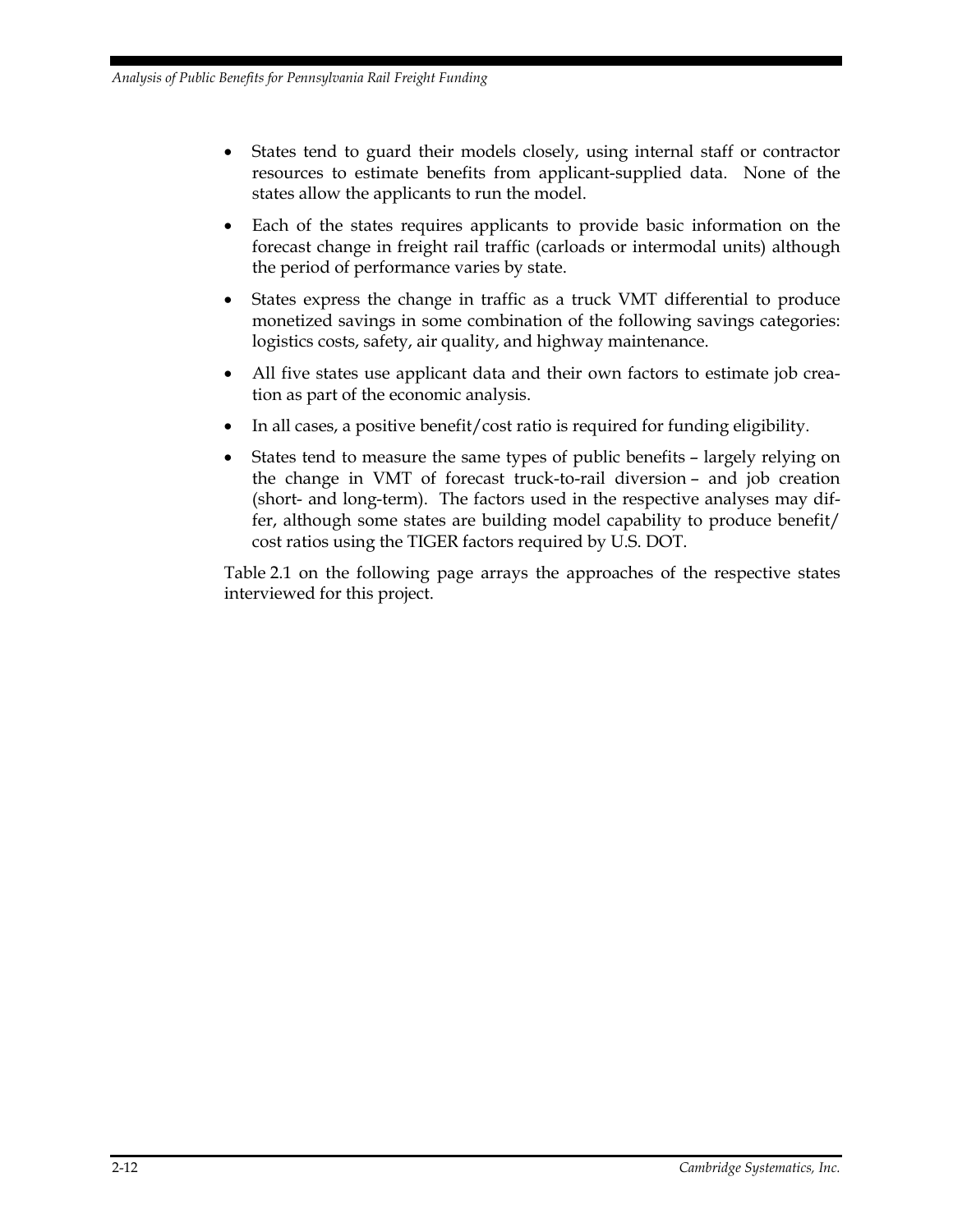- States tend to guard their models closely, using internal staff or contractor resources to estimate benefits from applicant-supplied data. None of the states allow the applicants to run the model.
- Each of the states requires applicants to provide basic information on the forecast change in freight rail traffic (carloads or intermodal units) although the period of performance varies by state.
- States express the change in traffic as a truck VMT differential to produce monetized savings in some combination of the following savings categories: logistics costs, safety, air quality, and highway maintenance.
- All five states use applicant data and their own factors to estimate job creation as part of the economic analysis.
- In all cases, a positive benefit/cost ratio is required for funding eligibility.
- States tend to measure the same types of public benefits – largely relying on the change in VMT of forecast truck-to-rail diversion – and job creation (short- and long-term). The factors used in the respective analyses may differ, although some states are building model capability to produce benefit/cost ratios using the TIGER factors required by U.S. DOT.

Table 2.1 on the following page arrays the approaches of the respective states interviewed for this project.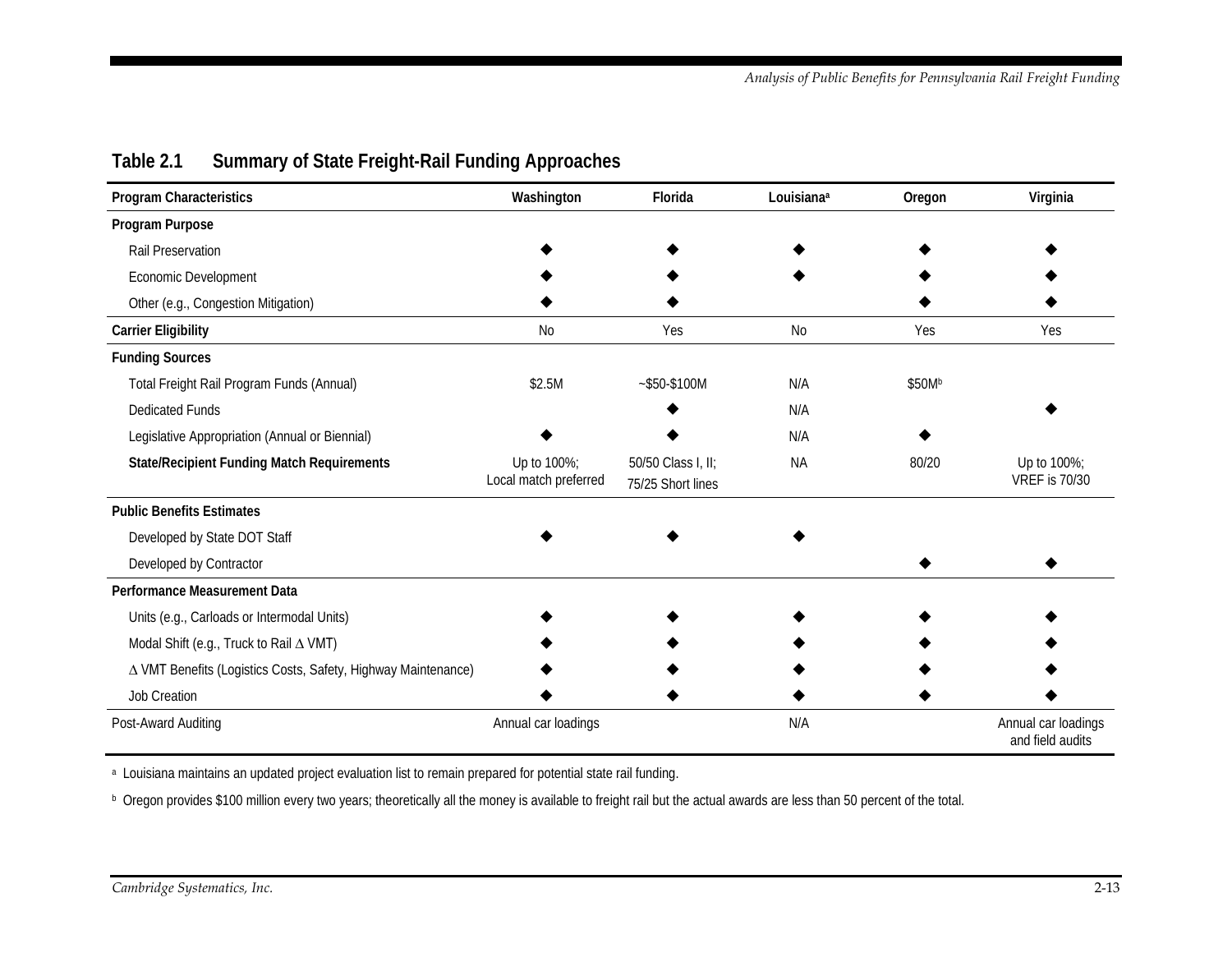## Table 2.1 Summary of State Freight-Rail Funding Approaches

| Program Characteristics | Washington | Florida | Louisiana[a] | Oregon | Virginia |
|---|---|---|---|---|---|
| **Program Purpose** | | | | | |
| Rail Preservation | ◆ | ◆ | ◆ | ◆ | ◆ |
| Economic Development | ◆ | ◆ | ◆ | ◆ | ◆ |
| Other (e.g., Congestion Mitigation) | ◆ | ◆ | | ◆ | ◆ |
| **Carrier Eligibility** | No | Yes | No | Yes | Yes |
| **Funding Sources** | | | | | |
| Total Freight Rail Program Funds (Annual) | \$2.5M | ~\$50-\$100M | N/A | \$50M[b] | |
| Dedicated Funds | | ◆ | N/A | | ◆ |
| Legislative Appropriation (Annual or Biennial) | ◆ | ◆ | N/A | ◆ | |
| **State/Recipient Funding Match Requirements** | Up to 100%; Local match preferred | 50/50 Class I, II; 75/25 Short lines | NA | 80/20 | Up to 100%; VREF is 70/30 |
| **Public Benefits Estimates** | | | | | |
| Developed by State DOT Staff | ◆ | ◆ | ◆ | | |
| Developed by Contractor | | | | ◆ | ◆ |
| **Performance Measurement Data** | | | | | |
| Units (e.g., Carloads or Intermodal Units) | ◆ | ◆ | ◆ | ◆ | ◆ |
| Modal Shift (e.g., Truck to Rail $\Delta$ VMT) | ◆ | ◆ | ◆ | ◆ | ◆ |
| $\Delta$ VMT Benefits (Logistics Costs, Safety, Highway Maintenance) | ◆ | ◆ | ◆ | ◆ | ◆ |
| Job Creation | ◆ | ◆ | ◆ | ◆ | ◆ |
| Post-Award Auditing | Annual car loadings | | N/A | | Annual car loadings and field audits |

[a] Louisiana maintains an updated project evaluation list to remain prepared for potential state rail funding.

[b] Oregon provides \$100 million every two years; theoretically all the money is available to freight rail but the actual awards are less than 50 percent of the total.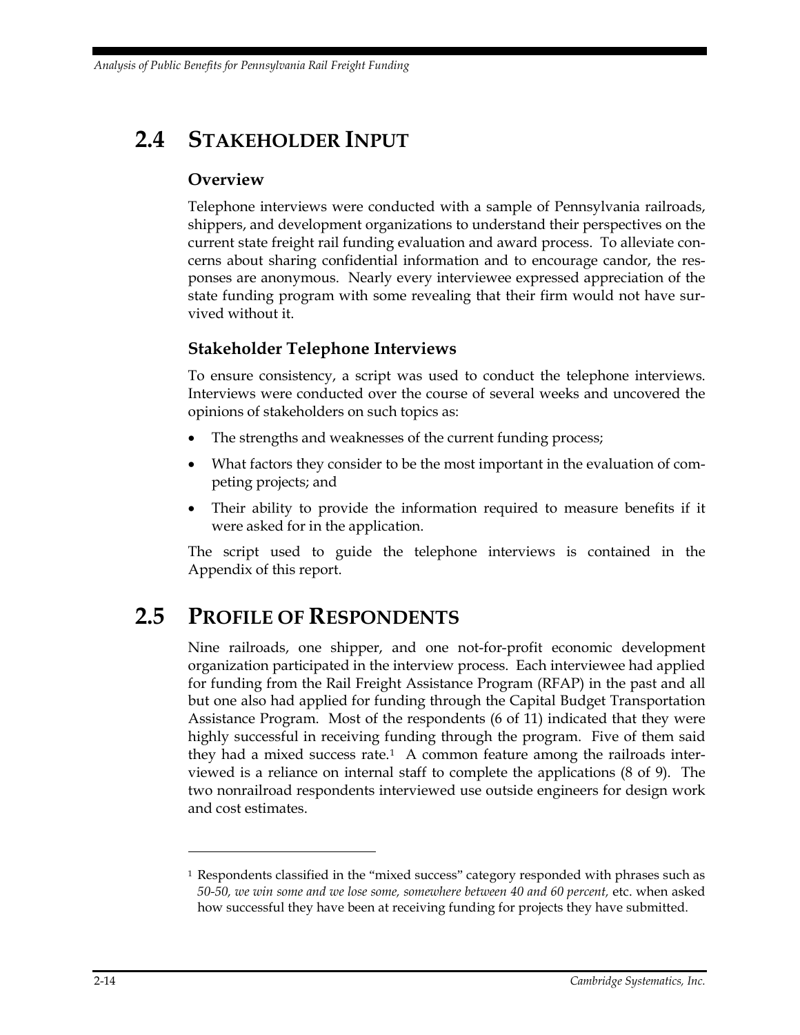## 2.4 Stakeholder Input

### Overview

Telephone interviews were conducted with a sample of Pennsylvania railroads, shippers, and development organizations to understand their perspectives on the current state freight rail funding evaluation and award process. To alleviate concerns about sharing confidential information and to encourage candor, the responses are anonymous. Nearly every interviewee expressed appreciation of the state funding program with some revealing that their firm would not have survived without it.

### Stakeholder Telephone Interviews

To ensure consistency, a script was used to conduct the telephone interviews. Interviews were conducted over the course of several weeks and uncovered the opinions of stakeholders on such topics as:

- The strengths and weaknesses of the current funding process;
- What factors they consider to be the most important in the evaluation of competing projects; and
- Their ability to provide the information required to measure benefits if it were asked for in the application.

The script used to guide the telephone interviews is contained in the Appendix of this report.

## 2.5 Profile of Respondents

Nine railroads, one shipper, and one not-for-profit economic development organization participated in the interview process. Each interviewee had applied for funding from the Rail Freight Assistance Program (RFAP) in the past and all but one also had applied for funding through the Capital Budget Transportation Assistance Program. Most of the respondents (6 of 11) indicated that they were highly successful in receiving funding through the program. Five of them said they had a mixed success rate.[1] A common feature among the railroads interviewed is a reliance on internal staff to complete the applications (8 of 9). The two nonrailroad respondents interviewed use outside engineers for design work and cost estimates.

---

[1] Respondents classified in the "mixed success" category responded with phrases such as *50-50, we win some and we lose some, somewhere between 40 and 60 percent,* etc. when asked how successful they have been at receiving funding for projects they have submitted.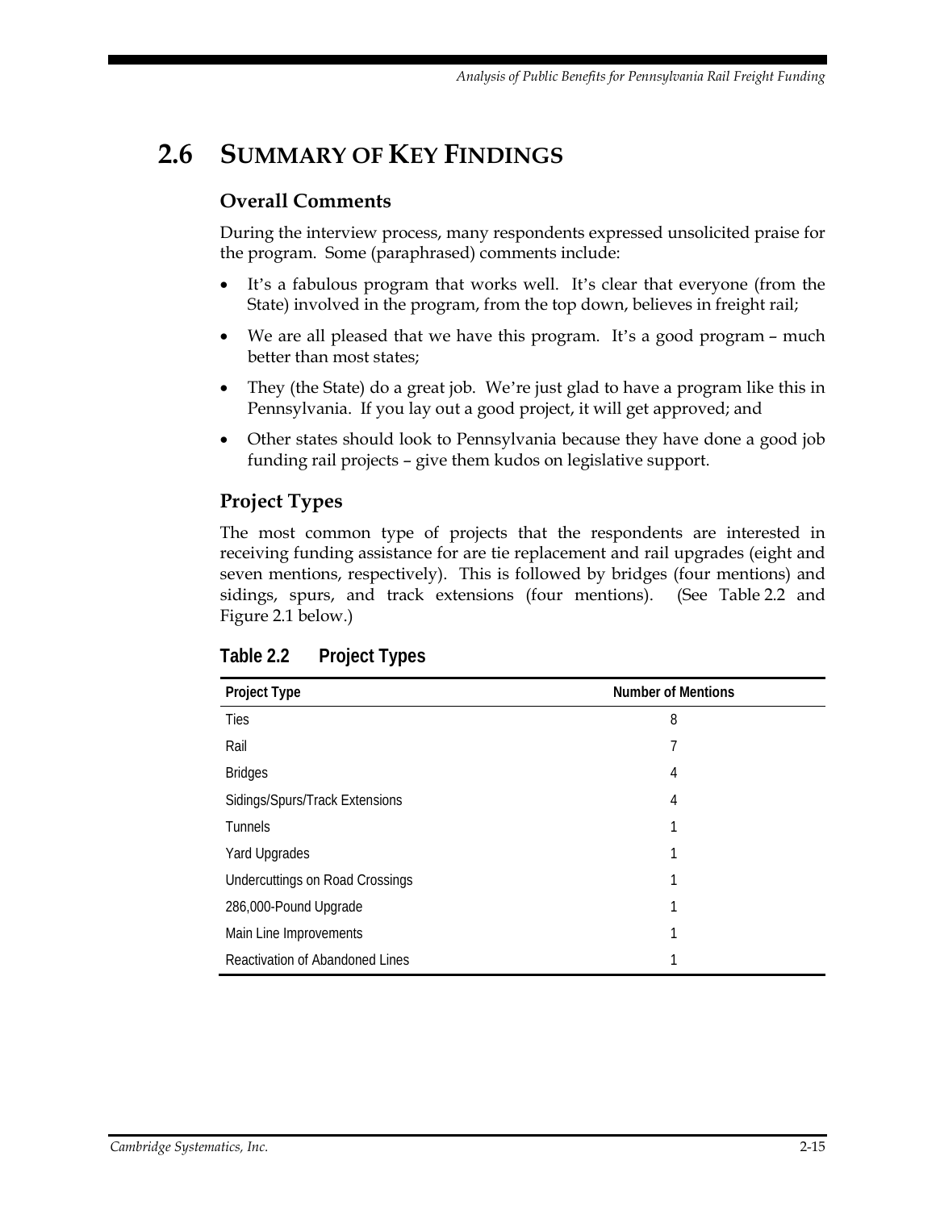## 2.6 Summary of Key Findings

### Overall Comments

During the interview process, many respondents expressed unsolicited praise for the program. Some (paraphrased) comments include:

- It's a fabulous program that works well. It's clear that everyone (from the State) involved in the program, from the top down, believes in freight rail;
- We are all pleased that we have this program. It's a good program – much better than most states;
- They (the State) do a great job. We're just glad to have a program like this in Pennsylvania. If you lay out a good project, it will get approved; and
- Other states should look to Pennsylvania because they have done a good job funding rail projects – give them kudos on legislative support.

### Project Types

The most common type of projects that the respondents are interested in receiving funding assistance for are tie replacement and rail upgrades (eight and seven mentions, respectively). This is followed by bridges (four mentions) and sidings, spurs, and track extensions (four mentions). (See Table 2.2 and Figure 2.1 below.)

**Table 2.2 Project Types**

| Project Type | Number of Mentions |
|---|---|
| Ties | 8 |
| Rail | 7 |
| Bridges | 4 |
| Sidings/Spurs/Track Extensions | 4 |
| Tunnels | 1 |
| Yard Upgrades | 1 |
| Undercuttings on Road Crossings | 1 |
| 286,000-Pound Upgrade | 1 |
| Main Line Improvements | 1 |
| Reactivation of Abandoned Lines | 1 |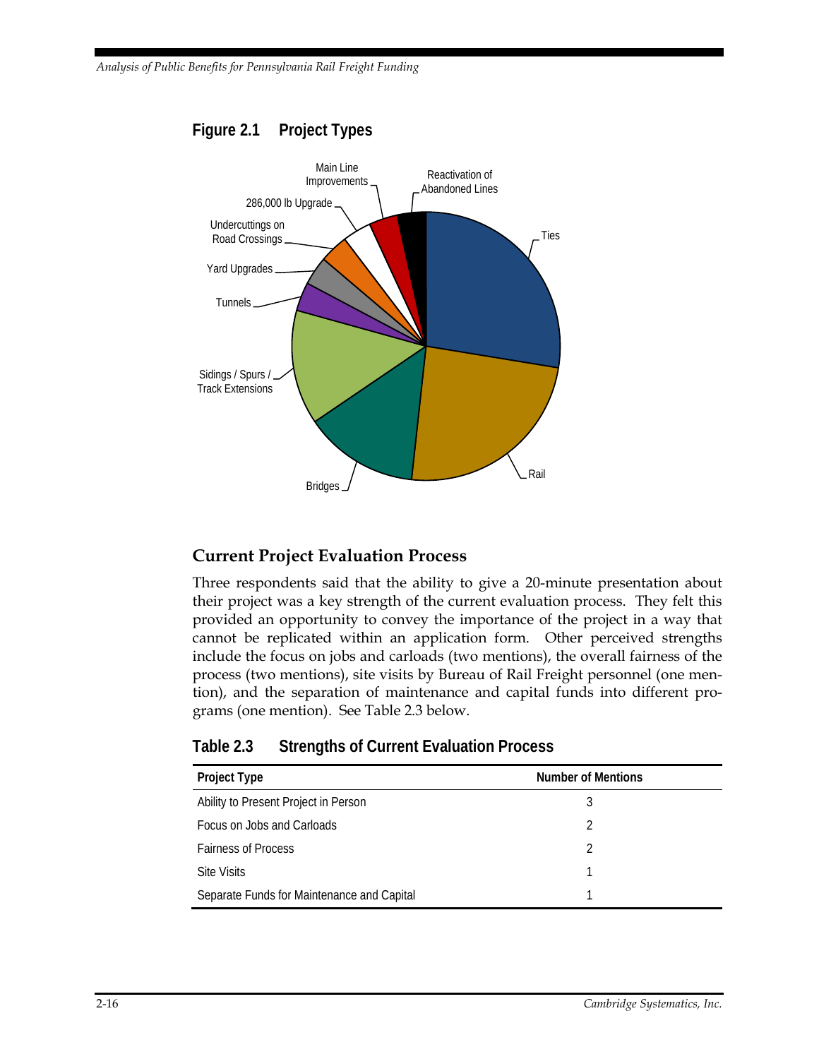**Figure 2.1 Project Types**

## Current Project Evaluation Process

Three respondents said that the ability to give a 20-minute presentation about their project was a key strength of the current evaluation process. They felt this provided an opportunity to convey the importance of the project in a way that cannot be replicated within an application form. Other perceived strengths include the focus on jobs and carloads (two mentions), the overall fairness of the process (two mentions), site visits by Bureau of Rail Freight personnel (one mention), and the separation of maintenance and capital funds into different programs (one mention). See Table 2.3 below.

**Table 2.3 Strengths of Current Evaluation Process**

| Project Type | Number of Mentions |
|---|---|
| Ability to Present Project in Person | 3 |
| Focus on Jobs and Carloads | 2 |
| Fairness of Process | 2 |
| Site Visits | 1 |
| Separate Funds for Maintenance and Capital | 1 |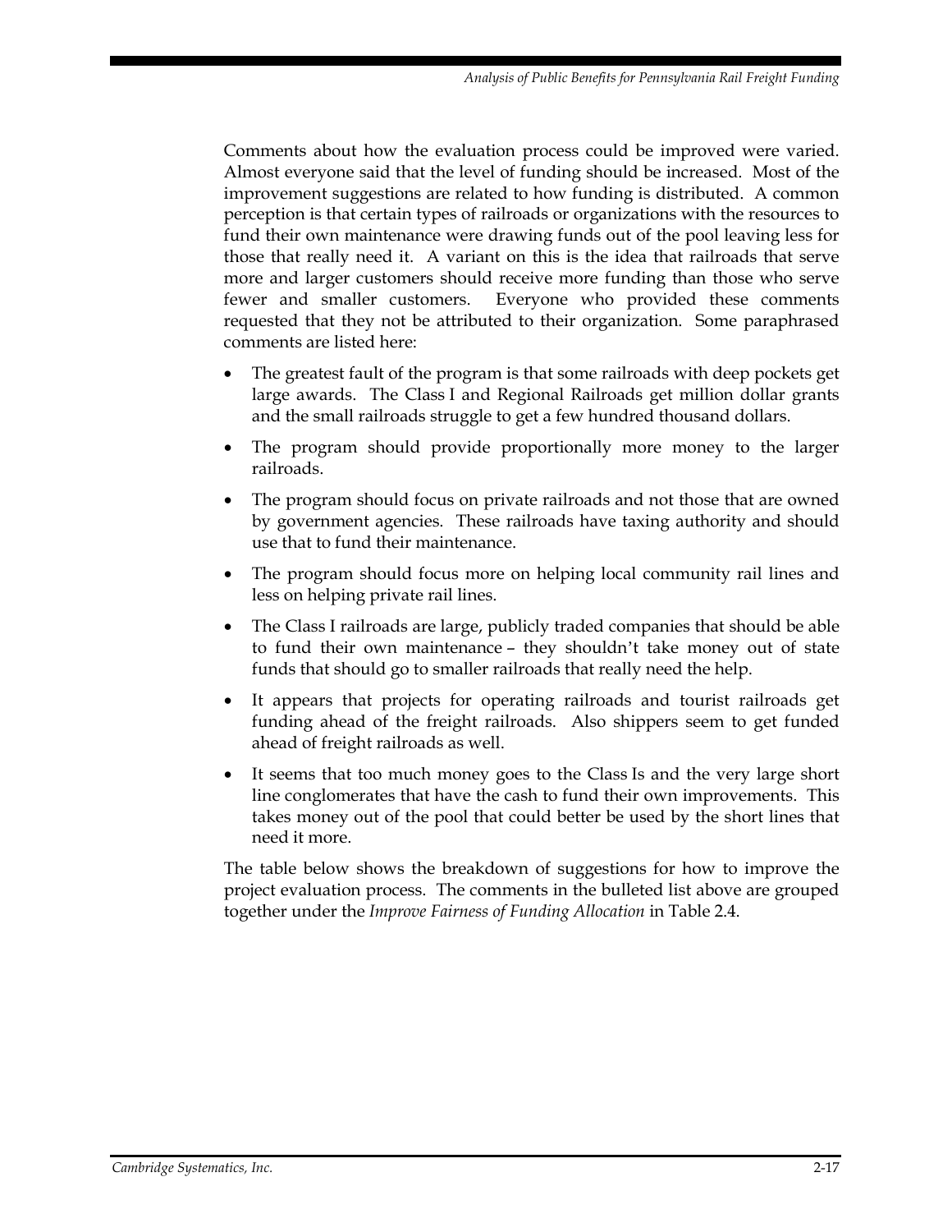Comments about how the evaluation process could be improved were varied. Almost everyone said that the level of funding should be increased. Most of the improvement suggestions are related to how funding is distributed. A common perception is that certain types of railroads or organizations with the resources to fund their own maintenance were drawing funds out of the pool leaving less for those that really need it. A variant on this is the idea that railroads that serve more and larger customers should receive more funding than those who serve fewer and smaller customers. Everyone who provided these comments requested that they not be attributed to their organization. Some paraphrased comments are listed here:

- The greatest fault of the program is that some railroads with deep pockets get large awards. The Class I and Regional Railroads get million dollar grants and the small railroads struggle to get a few hundred thousand dollars.
- The program should provide proportionally more money to the larger railroads.
- The program should focus on private railroads and not those that are owned by government agencies. These railroads have taxing authority and should use that to fund their maintenance.
- The program should focus more on helping local community rail lines and less on helping private rail lines.
- The Class I railroads are large, publicly traded companies that should be able to fund their own maintenance – they shouldn't take money out of state funds that should go to smaller railroads that really need the help.
- It appears that projects for operating railroads and tourist railroads get funding ahead of the freight railroads. Also shippers seem to get funded ahead of freight railroads as well.
- It seems that too much money goes to the Class Is and the very large short line conglomerates that have the cash to fund their own improvements. This takes money out of the pool that could better be used by the short lines that need it more.

The table below shows the breakdown of suggestions for how to improve the project evaluation process. The comments in the bulleted list above are grouped together under the *Improve Fairness of Funding Allocation* in Table 2.4.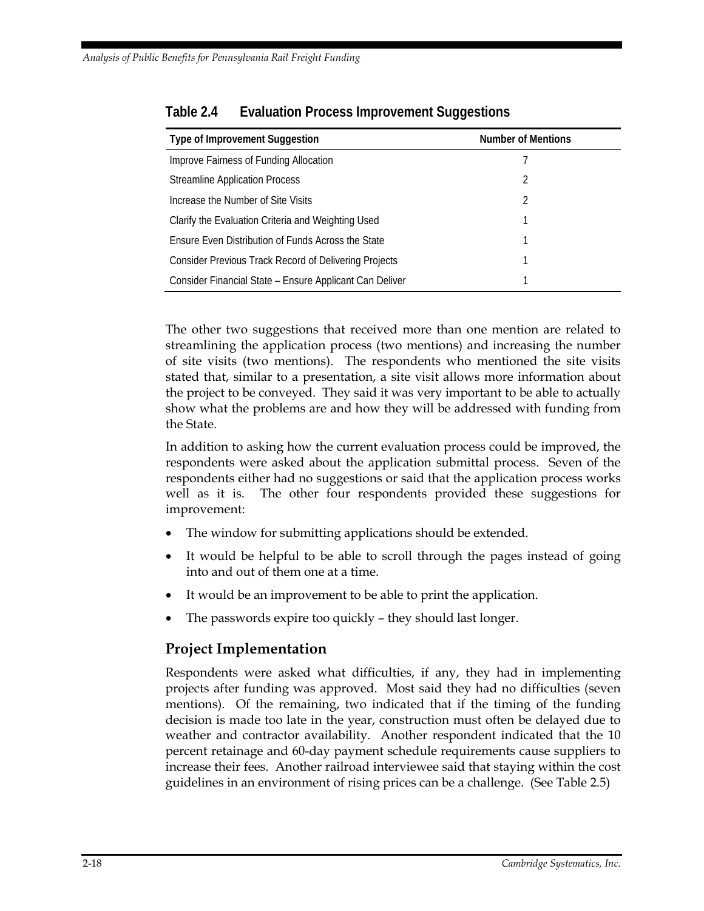**Table 2.4 Evaluation Process Improvement Suggestions**

| Type of Improvement Suggestion | Number of Mentions |
|---|---|
| Improve Fairness of Funding Allocation | 7 |
| Streamline Application Process | 2 |
| Increase the Number of Site Visits | 2 |
| Clarify the Evaluation Criteria and Weighting Used | 1 |
| Ensure Even Distribution of Funds Across the State | 1 |
| Consider Previous Track Record of Delivering Projects | 1 |
| Consider Financial State – Ensure Applicant Can Deliver | 1 |

The other two suggestions that received more than one mention are related to streamlining the application process (two mentions) and increasing the number of site visits (two mentions). The respondents who mentioned the site visits stated that, similar to a presentation, a site visit allows more information about the project to be conveyed. They said it was very important to be able to actually show what the problems are and how they will be addressed with funding from the State.

In addition to asking how the current evaluation process could be improved, the respondents were asked about the application submittal process. Seven of the respondents either had no suggestions or said that the application process works well as it is. The other four respondents provided these suggestions for improvement:

- The window for submitting applications should be extended.
- It would be helpful to be able to scroll through the pages instead of going into and out of them one at a time.
- It would be an improvement to be able to print the application.
- The passwords expire too quickly – they should last longer.

## Project Implementation

Respondents were asked what difficulties, if any, they had in implementing projects after funding was approved. Most said they had no difficulties (seven mentions). Of the remaining, two indicated that if the timing of the funding decision is made too late in the year, construction must often be delayed due to weather and contractor availability. Another respondent indicated that the 10 percent retainage and 60-day payment schedule requirements cause suppliers to increase their fees. Another railroad interviewee said that staying within the cost guidelines in an environment of rising prices can be a challenge. (See Table 2.5)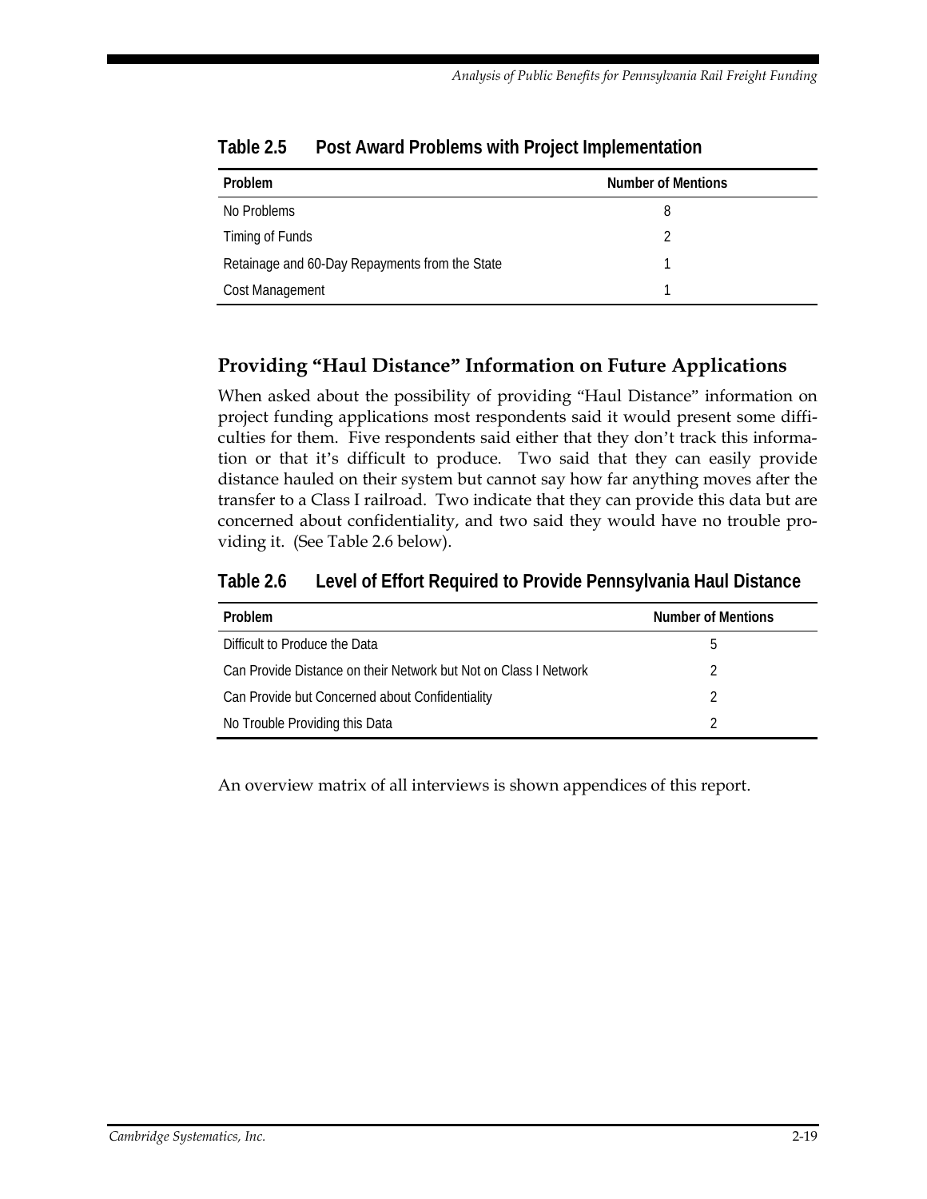**Table 2.5 Post Award Problems with Project Implementation**

| Problem | Number of Mentions |
|---|---|
| No Problems | 8 |
| Timing of Funds | 2 |
| Retainage and 60-Day Repayments from the State | 1 |
| Cost Management | 1 |

## Providing "Haul Distance" Information on Future Applications

When asked about the possibility of providing "Haul Distance" information on project funding applications most respondents said it would present some difficulties for them. Five respondents said either that they don't track this information or that it's difficult to produce. Two said that they can easily provide distance hauled on their system but cannot say how far anything moves after the transfer to a Class I railroad. Two indicate that they can provide this data but are concerned about confidentiality, and two said they would have no trouble providing it. (See Table 2.6 below).

**Table 2.6 Level of Effort Required to Provide Pennsylvania Haul Distance**

| Problem | Number of Mentions |
|---|---|
| Difficult to Produce the Data | 5 |
| Can Provide Distance on their Network but Not on Class I Network | 2 |
| Can Provide but Concerned about Confidentiality | 2 |
| No Trouble Providing this Data | 2 |

An overview matrix of all interviews is shown appendices of this report.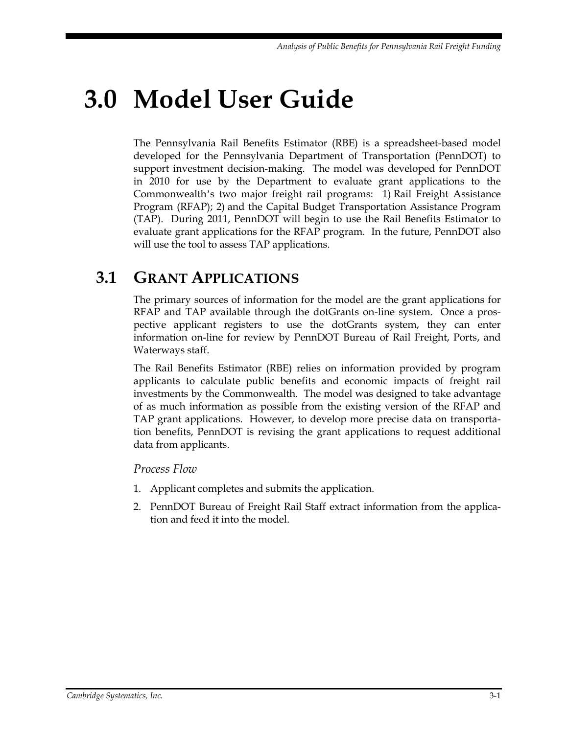# 3.0 Model User Guide

The Pennsylvania Rail Benefits Estimator (RBE) is a spreadsheet-based model developed for the Pennsylvania Department of Transportation (PennDOT) to support investment decision-making. The model was developed for PennDOT in 2010 for use by the Department to evaluate grant applications to the Commonwealth's two major freight rail programs: 1) Rail Freight Assistance Program (RFAP); 2) and the Capital Budget Transportation Assistance Program (TAP). During 2011, PennDOT will begin to use the Rail Benefits Estimator to evaluate grant applications for the RFAP program. In the future, PennDOT also will use the tool to assess TAP applications.

## 3.1 Grant Applications

The primary sources of information for the model are the grant applications for RFAP and TAP available through the dotGrants on-line system. Once a prospective applicant registers to use the dotGrants system, they can enter information on-line for review by PennDOT Bureau of Rail Freight, Ports, and Waterways staff.

The Rail Benefits Estimator (RBE) relies on information provided by program applicants to calculate public benefits and economic impacts of freight rail investments by the Commonwealth. The model was designed to take advantage of as much information as possible from the existing version of the RFAP and TAP grant applications. However, to develop more precise data on transportation benefits, PennDOT is revising the grant applications to request additional data from applicants.

*Process Flow*

1. Applicant completes and submits the application.
2. PennDOT Bureau of Freight Rail Staff extract information from the application and feed it into the model.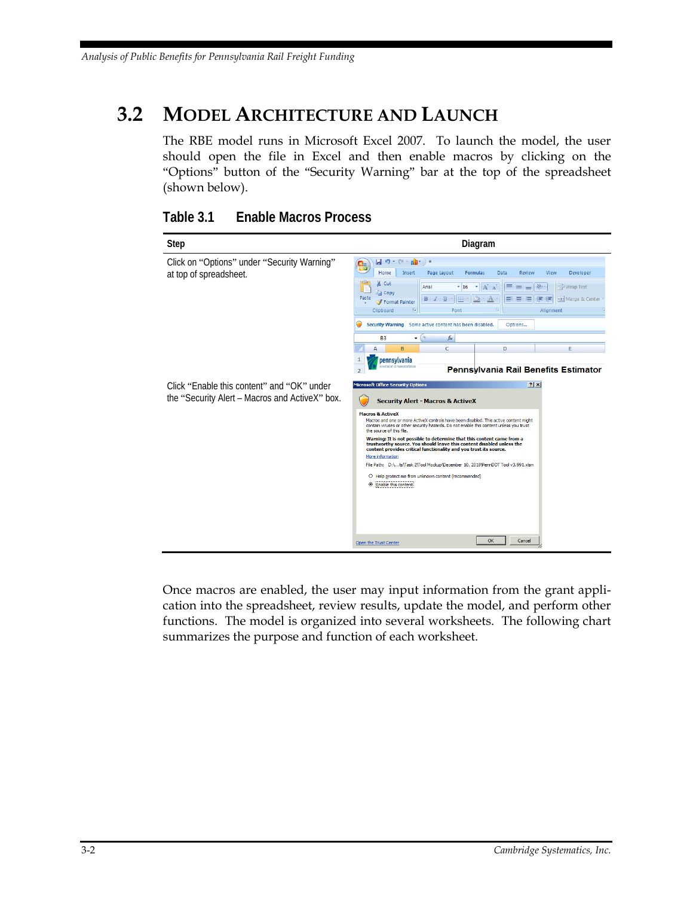## 3.2 Model Architecture and Launch

The RBE model runs in Microsoft Excel 2007. To launch the model, the user should open the file in Excel and then enable macros by clicking on the "Options" button of the "Security Warning" bar at the top of the spreadsheet (shown below).

**Table 3.1 Enable Macros Process**

| Step | Diagram |
|---|---|
| Click on "Options" under "Security Warning" at top of spreadsheet. | |
| Click "Enable this content" and "OK" under the "Security Alert – Macros and ActiveX" box. | |

Once macros are enabled, the user may input information from the grant application into the spreadsheet, review results, update the model, and perform functions. The model is organized into several worksheets. The following chart summarizes the purpose and function of each worksheet.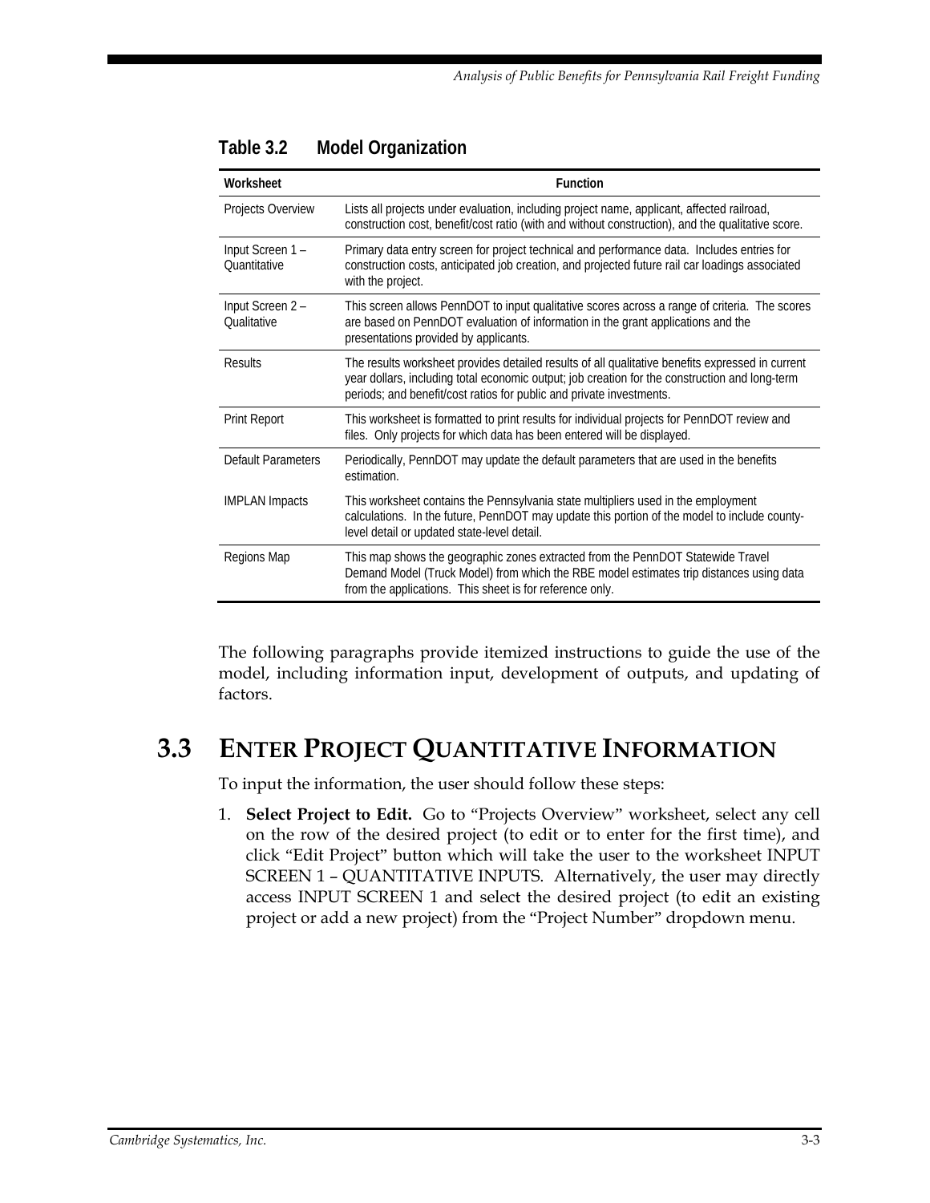**Table 3.2 Model Organization**

| Worksheet | Function |
|---|---|
| Projects Overview | Lists all projects under evaluation, including project name, applicant, affected railroad, construction cost, benefit/cost ratio (with and without construction), and the qualitative score. |
| Input Screen 1 – Quantitative | Primary data entry screen for project technical and performance data. Includes entries for construction costs, anticipated job creation, and projected future rail car loadings associated with the project. |
| Input Screen 2 – Qualitative | This screen allows PennDOT to input qualitative scores across a range of criteria. The scores are based on PennDOT evaluation of information in the grant applications and the presentations provided by applicants. |
| Results | The results worksheet provides detailed results of all qualitative benefits expressed in current year dollars, including total economic output; job creation for the construction and long-term periods; and benefit/cost ratios for public and private investments. |
| Print Report | This worksheet is formatted to print results for individual projects for PennDOT review and files. Only projects for which data has been entered will be displayed. |
| Default Parameters | Periodically, PennDOT may update the default parameters that are used in the benefits estimation. |
| IMPLAN Impacts | This worksheet contains the Pennsylvania state multipliers used in the employment calculations. In the future, PennDOT may update this portion of the model to include county-level detail or updated state-level detail. |
| Regions Map | This map shows the geographic zones extracted from the PennDOT Statewide Travel Demand Model (Truck Model) from which the RBE model estimates trip distances using data from the applications. This sheet is for reference only. |

The following paragraphs provide itemized instructions to guide the use of the model, including information input, development of outputs, and updating of factors.

## 3.3 Enter Project Quantitative Information

To input the information, the user should follow these steps:

1. **Select Project to Edit.** Go to "Projects Overview" worksheet, select any cell on the row of the desired project (to edit or to enter for the first time), and click "Edit Project" button which will take the user to the worksheet INPUT SCREEN 1 – QUANTITATIVE INPUTS. Alternatively, the user may directly access INPUT SCREEN 1 and select the desired project (to edit an existing project or add a new project) from the "Project Number" dropdown menu.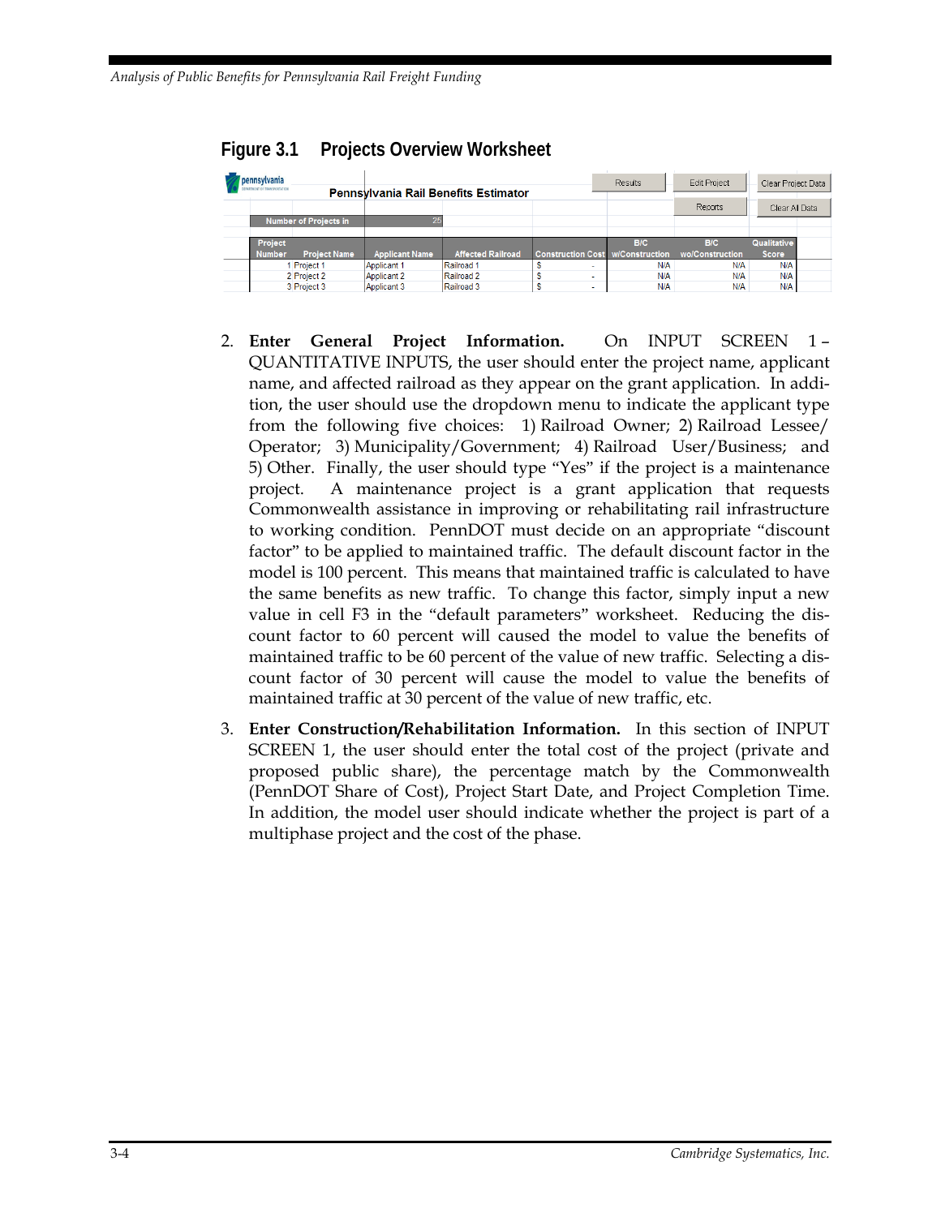## Figure 3.1 Projects Overview Worksheet

Pennsylvania Rail Benefits Estimator

Results | Edit Project | Clear Project Data | Reports | Clear All Data

Number of Projects in: 25

| Project Number | Project Name | Applicant Name | Affected Railroad | Construction Cost | B/C w/Construction | B/C wo/Construction | Qualitative Score |
|---|---|---|---|---|---|---|---|
| 1 | Project 1 | Applicant 1 | Railroad 1 | $ - | N/A | N/A | N/A |
| 2 | Project 2 | Applicant 2 | Railroad 2 | $ - | N/A | N/A | N/A |
| 3 | Project 3 | Applicant 3 | Railroad 3 | $ - | N/A | N/A | N/A |

2. **Enter General Project Information.** On INPUT SCREEN 1 – QUANTITATIVE INPUTS, the user should enter the project name, applicant name, and affected railroad as they appear on the grant application. In addition, the user should use the dropdown menu to indicate the applicant type from the following five choices: 1) Railroad Owner; 2) Railroad Lessee/Operator; 3) Municipality/Government; 4) Railroad User/Business; and 5) Other. Finally, the user should type "Yes" if the project is a maintenance project. A maintenance project is a grant application that requests Commonwealth assistance in improving or rehabilitating rail infrastructure to working condition. PennDOT must decide on an appropriate "discount factor" to be applied to maintained traffic. The default discount factor in the model is 100 percent. This means that maintained traffic is calculated to have the same benefits as new traffic. To change this factor, simply input a new value in cell F3 in the "default parameters" worksheet. Reducing the discount factor to 60 percent will caused the model to value the benefits of maintained traffic to be 60 percent of the value of new traffic. Selecting a discount factor of 30 percent will cause the model to value the benefits of maintained traffic at 30 percent of the value of new traffic, etc.

3. **Enter Construction/Rehabilitation Information.** In this section of INPUT SCREEN 1, the user should enter the total cost of the project (private and proposed public share), the percentage match by the Commonwealth (PennDOT Share of Cost), Project Start Date, and Project Completion Time. In addition, the model user should indicate whether the project is part of a multiphase project and the cost of the phase.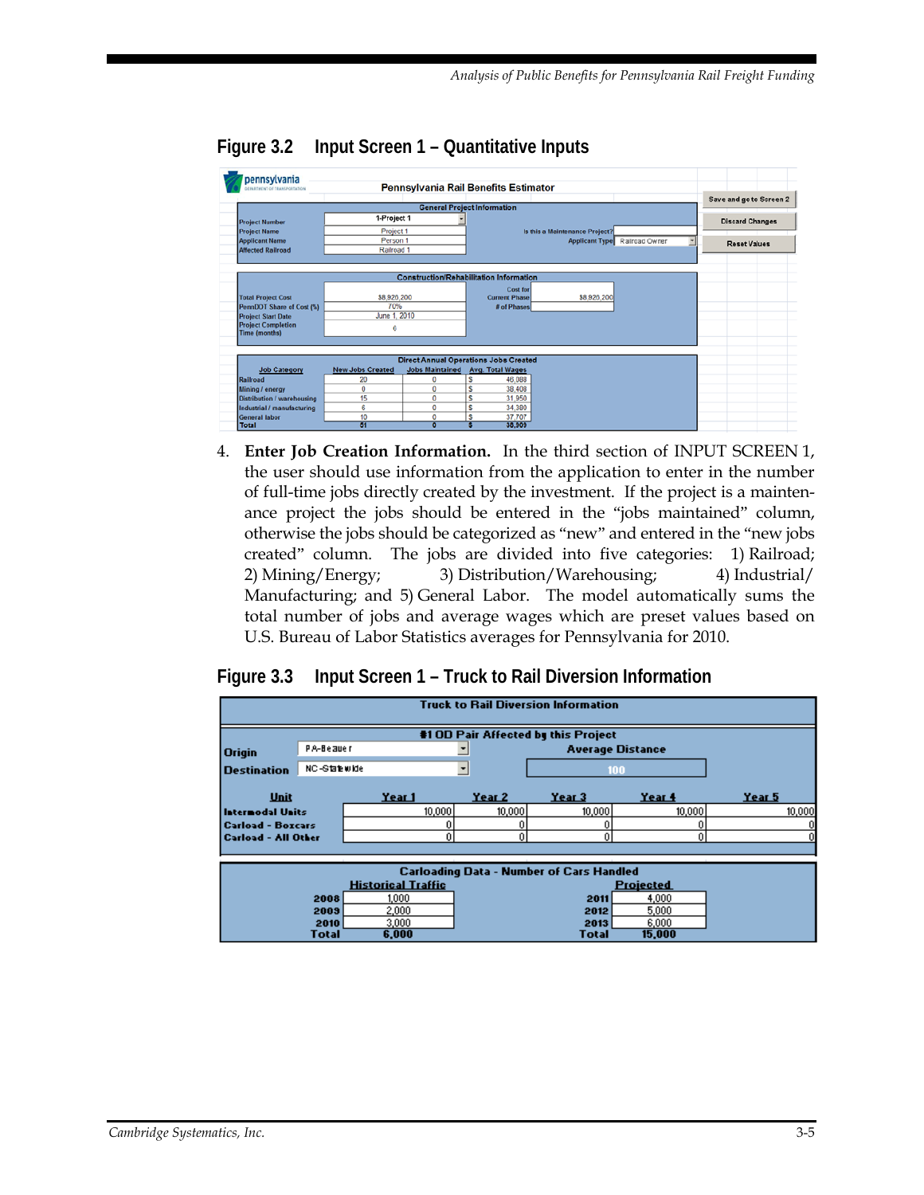## Figure 3.2 Input Screen 1 – Quantitative Inputs

Pennsylvania Rail Benefits Estimator

Save and go to Screen 2 | Discard Changes | Reset Values

**General Project Information**

| | | | |
|---|---|---|---|
| Project Number | 1-Project 1 | | |
| Project Name | Project 1 | Is this a Maintenance Project? | |
| Applicant Name | Person 1 | Applicant Type | Railroad Owner |
| Affected Railroad | Railroad 1 | | |

**Construction/Rehabilitation Information**

| | | | |
|---|---|---|---|
| Total Project Cost | $8,920,200 | Cost for Current Phase | $8,920,200 |
| PennDOT Share of Cost (%) | 70% | # of Phases | |
| Project Start Date | June 1, 2010 | | |
| Project Completion Time (months) | 6 | | |

**Direct Annual Operations Jobs Created**

| Job Category | New Jobs Created | Jobs Maintained | Avg. Total Wages |
|---|---|---|---|
| Railroad | 20 | 0 | $ 46,088 |
| Mining / energy | 0 | 0 | $ 38,408 |
| Distribution / warehousing | 15 | 0 | $ 31,950 |
| Industrial / manufacturing | 6 | 0 | $ 34,300 |
| General labor | 10 | 0 | $ 37,707 |
| Total | 51 | 0 | $ 38,909 |

4. **Enter Job Creation Information.** In the third section of INPUT SCREEN 1, the user should use information from the application to enter in the number of full-time jobs directly created by the investment. If the project is a maintenance project the jobs should be entered in the "jobs maintained" column, otherwise the jobs should be categorized as "new" and entered in the "new jobs created" column. The jobs are divided into five categories: 1) Railroad; 2) Mining/Energy; 3) Distribution/Warehousing; 4) Industrial/Manufacturing; and 5) General Labor. The model automatically sums the total number of jobs and average wages which are preset values based on U.S. Bureau of Labor Statistics averages for Pennsylvania for 2010.

## Figure 3.3 Input Screen 1 – Truck to Rail Diversion Information

**Truck to Rail Diversion Information**

**#1 OD Pair Affected by this Project**

Origin: PA-Beaver
Destination: NC-Statewide
Average Distance: 100

| Unit | Year 1 | Year 2 | Year 3 | Year 4 | Year 5 |
|---|---|---|---|---|---|
| Intermodal Units | 10,000 | 10,000 | 10,000 | 10,000 | 10,000 |
| Carload - Boxcars | 0 | 0 | 0 | 0 | 0 |
| Carload - All Other | 0 | 0 | 0 | 0 | 0 |

**Carloading Data - Number of Cars Handled**

| Historical Traffic | | Projected | |
|---|---|---|---|
| 2008 | 1,000 | 2011 | 4,000 |
| 2009 | 2,000 | 2012 | 5,000 |
| 2010 | 3,000 | 2013 | 6,000 |
| Total | 6,000 | Total | 15,000 |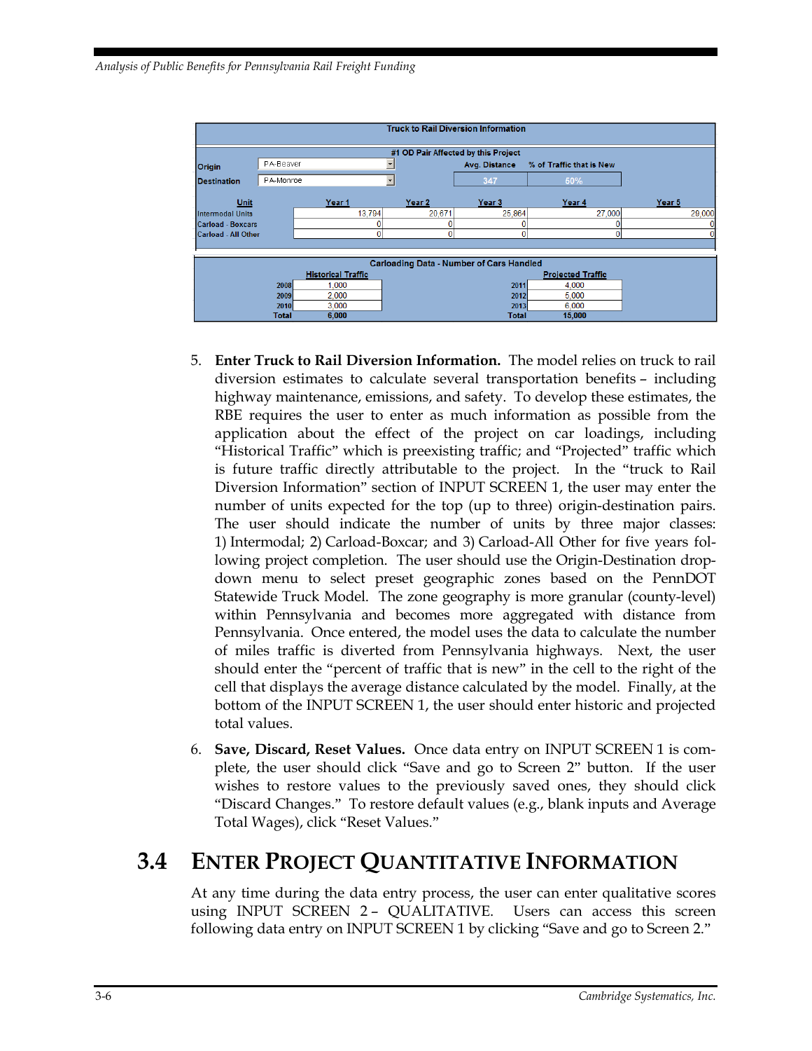**Truck to Rail Diversion Information**

**#1 OD Pair Affected by this Project**

| | | Avg. Distance | % of Traffic that is New |
|---|---|---|---|
| Origin | PA-Beaver | 347 | 50% |
| Destination | PA-Monroe | | |

| Unit | Year 1 | Year 2 | Year 3 | Year 4 | Year 5 |
|---|---|---|---|---|---|
| Intermodal Units | 13,794 | 20,671 | 25,864 | 27,000 | 29,000 |
| Carload - Boxcars | 0 | 0 | 0 | 0 | 0 |
| Carload - All Other | 0 | 0 | 0 | 0 | 0 |

**Carloading Data - Number of Cars Handled**

| | Historical Traffic | | Projected Traffic |
|---|---|---|---|
| 2008 | 1,000 | 2011 | 4,000 |
| 2009 | 2,000 | 2012 | 5,000 |
| 2010 | 3,000 | 2013 | 6,000 |
| Total | 6,000 | Total | 15,000 |

5. **Enter Truck to Rail Diversion Information.** The model relies on truck to rail diversion estimates to calculate several transportation benefits – including highway maintenance, emissions, and safety. To develop these estimates, the RBE requires the user to enter as much information as possible from the application about the effect of the project on car loadings, including "Historical Traffic" which is preexisting traffic; and "Projected" traffic which is future traffic directly attributable to the project. In the "truck to Rail Diversion Information" section of INPUT SCREEN 1, the user may enter the number of units expected for the top (up to three) origin-destination pairs. The user should indicate the number of units by three major classes: 1) Intermodal; 2) Carload-Boxcar; and 3) Carload-All Other for five years following project completion. The user should use the Origin-Destination drop-down menu to select preset geographic zones based on the PennDOT Statewide Truck Model. The zone geography is more granular (county-level) within Pennsylvania and becomes more aggregated with distance from Pennsylvania. Once entered, the model uses the data to calculate the number of miles traffic is diverted from Pennsylvania highways. Next, the user should enter the "percent of traffic that is new" in the cell to the right of the cell that displays the average distance calculated by the model. Finally, at the bottom of the INPUT SCREEN 1, the user should enter historic and projected total values.

6. **Save, Discard, Reset Values.** Once data entry on INPUT SCREEN 1 is complete, the user should click "Save and go to Screen 2" button. If the user wishes to restore values to the previously saved ones, they should click "Discard Changes." To restore default values (e.g., blank inputs and Average Total Wages), click "Reset Values."

## 3.4 Enter Project Quantitative Information

At any time during the data entry process, the user can enter qualitative scores using INPUT SCREEN 2 – QUALITATIVE. Users can access this screen following data entry on INPUT SCREEN 1 by clicking "Save and go to Screen 2."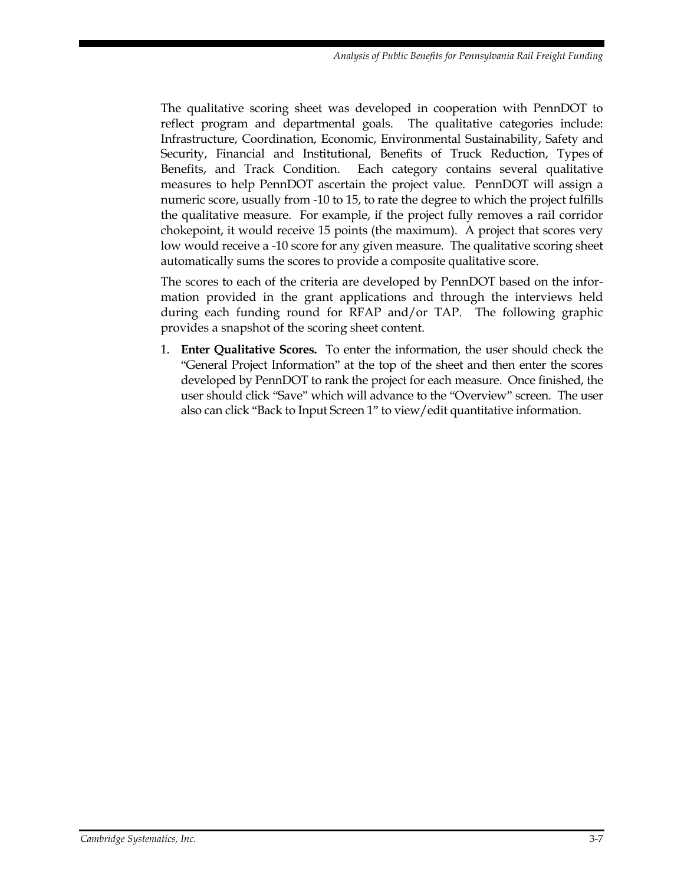The qualitative scoring sheet was developed in cooperation with PennDOT to reflect program and departmental goals. The qualitative categories include: Infrastructure, Coordination, Economic, Environmental Sustainability, Safety and Security, Financial and Institutional, Benefits of Truck Reduction, Types of Benefits, and Track Condition. Each category contains several qualitative measures to help PennDOT ascertain the project value. PennDOT will assign a numeric score, usually from -10 to 15, to rate the degree to which the project fulfills the qualitative measure. For example, if the project fully removes a rail corridor chokepoint, it would receive 15 points (the maximum). A project that scores very low would receive a -10 score for any given measure. The qualitative scoring sheet automatically sums the scores to provide a composite qualitative score.

The scores to each of the criteria are developed by PennDOT based on the information provided in the grant applications and through the interviews held during each funding round for RFAP and/or TAP. The following graphic provides a snapshot of the scoring sheet content.

1. **Enter Qualitative Scores.** To enter the information, the user should check the "General Project Information" at the top of the sheet and then enter the scores developed by PennDOT to rank the project for each measure. Once finished, the user should click "Save" which will advance to the "Overview" screen. The user also can click "Back to Input Screen 1" to view/edit quantitative information.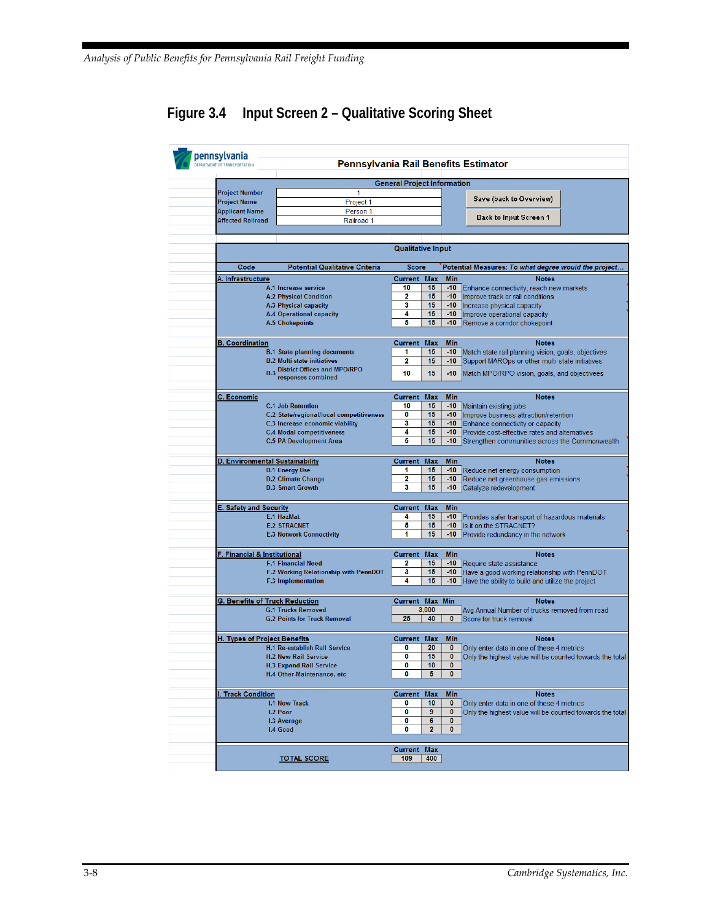## Figure 3.4 Input Screen 2 – Qualitative Scoring Sheet

**Pennsylvania Rail Benefits Estimator**

pennsylvania DEPARTMENT OF TRANSPORTATION

**General Project Information**

| | |
|---|---|
| Project Number | 1 |
| Project Name | Project 1 |
| Applicant Name | Person 1 |
| Affected Railroad | Railroad 1 |

Save (back to Overview)

Back to Input Screen 1

**Qualitative Input**

| Code | Potential Qualitative Criteria | Score | | | Potential Measures: *To what degree would the project...* |
|---|---|---|---|---|---|
| **A. Infrastructure** | | **Current** | **Max** | **Min** | **Notes** |
| A.1 | Increase service | 10 | 15 | -10 | Enhance connectivity, reach new markets |
| A.2 | Physical Condition | 2 | 15 | -10 | Improve track or rail conditions |
| A.3 | Physical capacity | 3 | 15 | -10 | Increase physical capacity |
| A.4 | Operational capacity | 4 | 15 | -10 | Improve operational capacity |
| A.5 | Chokepoints | 5 | 15 | -10 | Remove a corridor chokepoint |
| **B. Coordination** | | **Current** | **Max** | **Min** | **Notes** |
| B.1 | State planning documents | 1 | 15 | -10 | Match state rail planning vision, goals, objectives |
| B.2 | Multi-state initiatives | 2 | 15 | -10 | Support MAROps or other multi-state initiatives |
| B.3 | District Offices and MPO/RPO responses combined | 10 | 15 | -10 | Match MPO/RPO vision, goals, and objectivees |
| **C. Economic** | | **Current** | **Max** | **Min** | **Notes** |
| C.1 | Job Retention | 10 | 15 | -10 | Maintain existing jobs |
| C.2 | State/regional/local competitiveness | 0 | 15 | -10 | Improve business attraction/retention |
| C.3 | Increase economic viability | 3 | 15 | -10 | Enhance connectivity or capacity |
| C.4 | Modal competitiveness | 4 | 15 | -10 | Provide cost-effective rates and alternatives |
| C.5 | PA Development Area | 5 | 15 | -10 | Strengthen communities across the Commonwealth |
| **D. Environmental Sustainability** | | **Current** | **Max** | **Min** | **Notes** |
| D.1 | Energy Use | 1 | 15 | -10 | Reduce net energy consumption |
| D.2 | Climate Change | 2 | 15 | -10 | Reduce net greenhouse gas emissions |
| D.3 | Smart Growth | 3 | 15 | -10 | Catalyze redevelopment |
| **E. Safety and Security** | | **Current** | **Max** | **Min** | |
| E.1 | HazMat | 4 | 15 | -10 | Provides safer transport of hazardous materials |
| E.2 | STRACNET | 5 | 15 | -10 | Is it on the STRACNET? |
| E.3 | Network Connectivity | 1 | 15 | -10 | Provide redundancy in the network |
| **F. Financial & Institutional** | | **Current** | **Max** | **Min** | **Notes** |
| F.1 | Financial Need | 2 | 15 | -10 | Require state assistance |
| F.2 | Working Relationship with PennDOT | 3 | 15 | -10 | Have a good working relationship with PennDOT |
| F.3 | Implementation | 4 | 15 | -10 | Have the ability to build and utilize the project |
| **G. Benefits of Truck Reduction** | | **Current** | **Max** | **Min** | **Notes** |
| G.1 | Trucks Removed | 3,000 | | | Avg Annual Number of trucks removed from road |
| G.2 | Points for Truck Removal | 25 | 40 | 0 | Score for truck removal |
| **H. Types of Project Benefits** | | **Current** | **Max** | **Min** | **Notes** |
| H.1 | Re-establish Rail Service | 0 | 20 | 0 | Only enter data in one of these 4 metrics |
| H.2 | New Rail Service | 0 | 15 | 0 | Only the highest value will be counted towards the total |
| H.3 | Expand Rail Service | 0 | 10 | 0 | |
| H.4 | Other-Maintenance, etc | 0 | 5 | 0 | |
| **I. Track Condition** | | **Current** | **Max** | **Min** | **Notes** |
| I.1 | New Track | 0 | 10 | 0 | Only enter data in one of these 4 metrics |
| I.2 | Poor | 0 | 9 | 0 | Only the highest value will be counted towards the total |
| I.3 | Average | 0 | 6 | 0 | |
| I.4 | Good | 0 | 2 | 0 | |
| | | **Current** | **Max** | | |
| | **TOTAL SCORE** | 109 | 400 | | |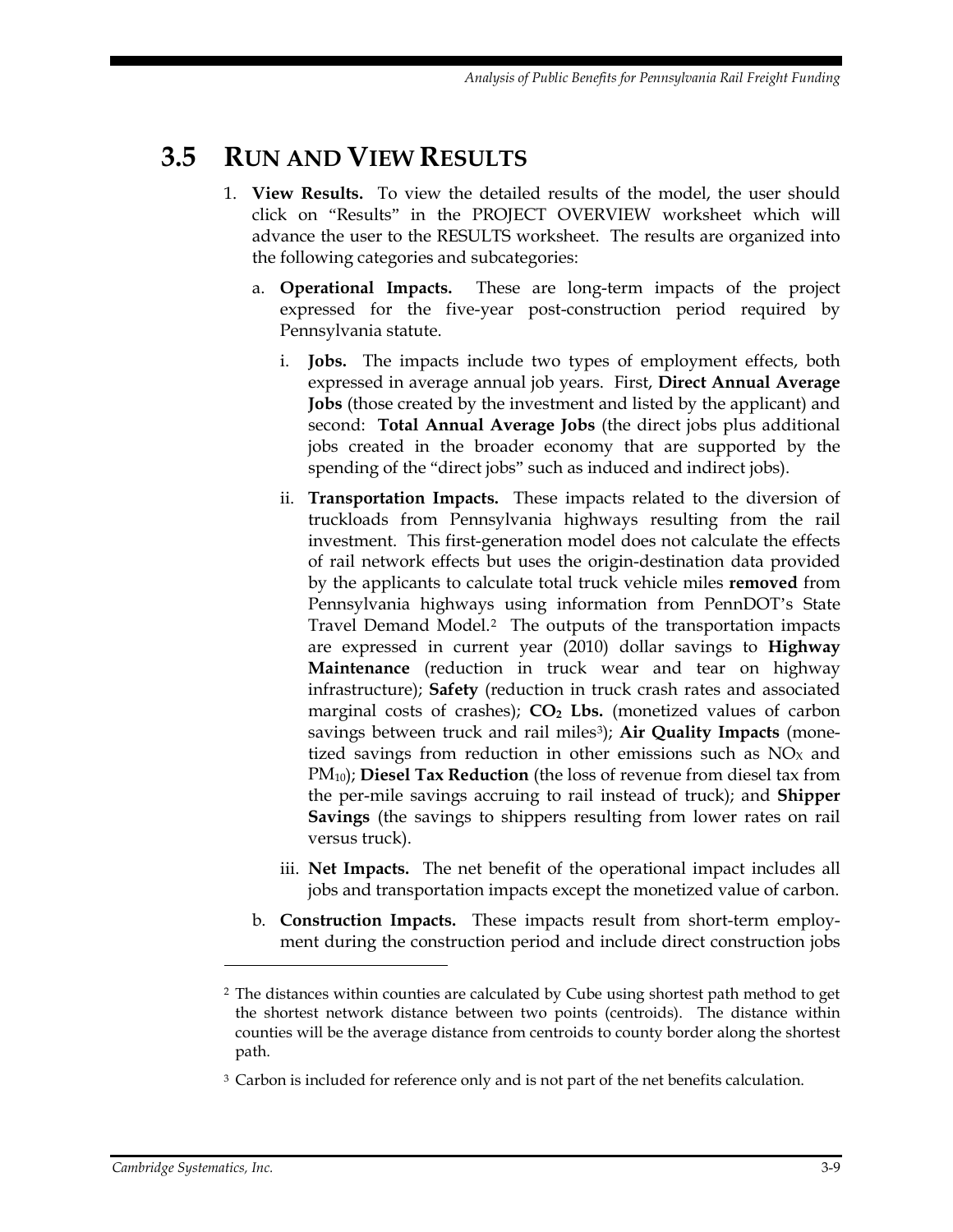## 3.5 RUN AND VIEW RESULTS

1. **View Results.** To view the detailed results of the model, the user should click on "Results" in the PROJECT OVERVIEW worksheet which will advance the user to the RESULTS worksheet. The results are organized into the following categories and subcategories:

   a. **Operational Impacts.** These are long-term impacts of the project expressed for the five-year post-construction period required by Pennsylvania statute.

      i. **Jobs.** The impacts include two types of employment effects, both expressed in average annual job years. First, **Direct Annual Average Jobs** (those created by the investment and listed by the applicant) and second: **Total Annual Average Jobs** (the direct jobs plus additional jobs created in the broader economy that are supported by the spending of the "direct jobs" such as induced and indirect jobs).

      ii. **Transportation Impacts.** These impacts related to the diversion of truckloads from Pennsylvania highways resulting from the rail investment. This first-generation model does not calculate the effects of rail network effects but uses the origin-destination data provided by the applicants to calculate total truck vehicle miles **removed** from Pennsylvania highways using information from PennDOT's State Travel Demand Model.[2] The outputs of the transportation impacts are expressed in current year (2010) dollar savings to **Highway Maintenance** (reduction in truck wear and tear on highway infrastructure); **Safety** (reduction in truck crash rates and associated marginal costs of crashes); **$CO_2$ Lbs.** (monetized values of carbon savings between truck and rail miles[3]); **Air Quality Impacts** (monetized savings from reduction in other emissions such as $NO_X$ and $PM_{10}$); **Diesel Tax Reduction** (the loss of revenue from diesel tax from the per-mile savings accruing to rail instead of truck); and **Shipper Savings** (the savings to shippers resulting from lower rates on rail versus truck).

      iii. **Net Impacts.** The net benefit of the operational impact includes all jobs and transportation impacts except the monetized value of carbon.

   b. **Construction Impacts.** These impacts result from short-term employment during the construction period and include direct construction jobs

---

[2] The distances within counties are calculated by Cube using shortest path method to get the shortest network distance between two points (centroids). The distance within counties will be the average distance from centroids to county border along the shortest path.

[3] Carbon is included for reference only and is not part of the net benefits calculation.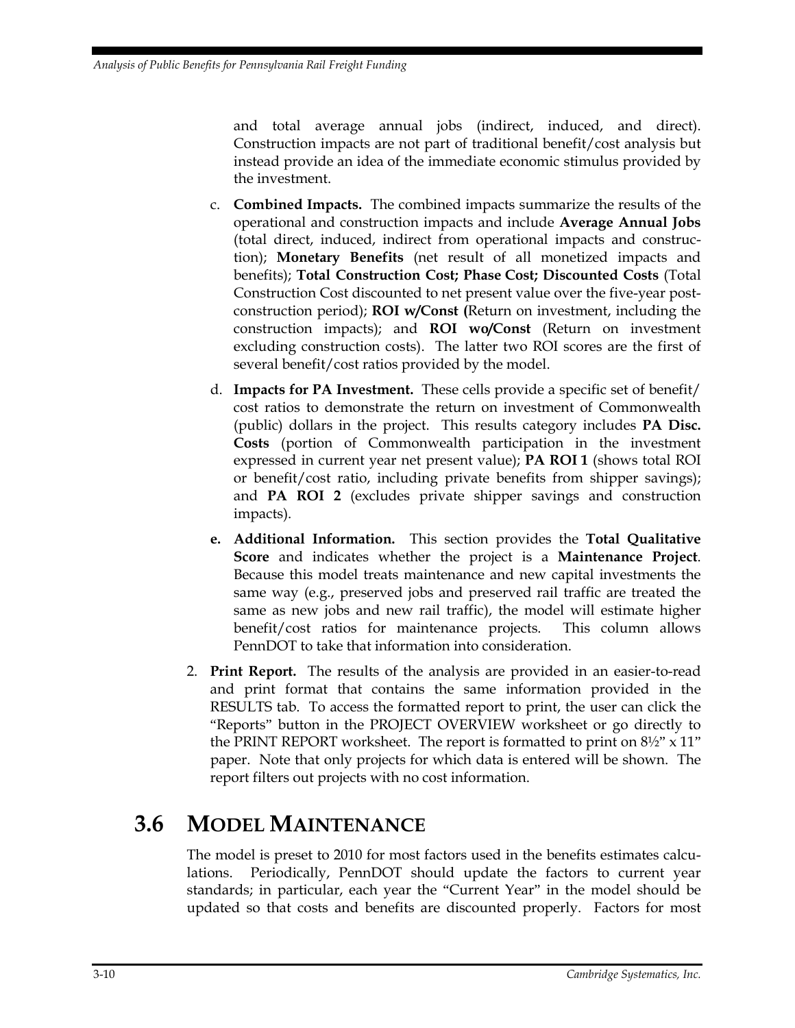and total average annual jobs (indirect, induced, and direct). Construction impacts are not part of traditional benefit/cost analysis but instead provide an idea of the immediate economic stimulus provided by the investment.

   c. **Combined Impacts.** The combined impacts summarize the results of the operational and construction impacts and include **Average Annual Jobs** (total direct, induced, indirect from operational impacts and construction); **Monetary Benefits** (net result of all monetized impacts and benefits); **Total Construction Cost; Phase Cost; Discounted Costs** (Total Construction Cost discounted to net present value over the five-year post-construction period); **ROI w/Const (**Return on investment, including the construction impacts); and **ROI wo/Const** (Return on investment excluding construction costs). The latter two ROI scores are the first of several benefit/cost ratios provided by the model.

   d. **Impacts for PA Investment.** These cells provide a specific set of benefit/cost ratios to demonstrate the return on investment of Commonwealth (public) dollars in the project. This results category includes **PA Disc. Costs** (portion of Commonwealth participation in the investment expressed in current year net present value); **PA ROI 1** (shows total ROI or benefit/cost ratio, including private benefits from shipper savings); and **PA ROI 2** (excludes private shipper savings and construction impacts).

   **e. Additional Information.** This section provides the **Total Qualitative Score** and indicates whether the project is a **Maintenance Project**. Because this model treats maintenance and new capital investments the same way (e.g., preserved jobs and preserved rail traffic are treated the same as new jobs and new rail traffic), the model will estimate higher benefit/cost ratios for maintenance projects. This column allows PennDOT to take that information into consideration.

2. **Print Report.** The results of the analysis are provided in an easier-to-read and print format that contains the same information provided in the RESULTS tab. To access the formatted report to print, the user can click the "Reports" button in the PROJECT OVERVIEW worksheet or go directly to the PRINT REPORT worksheet. The report is formatted to print on 8½" x 11" paper. Note that only projects for which data is entered will be shown. The report filters out projects with no cost information.

## 3.6 Model Maintenance

The model is preset to 2010 for most factors used in the benefits estimates calculations. Periodically, PennDOT should update the factors to current year standards; in particular, each year the "Current Year" in the model should be updated so that costs and benefits are discounted properly. Factors for most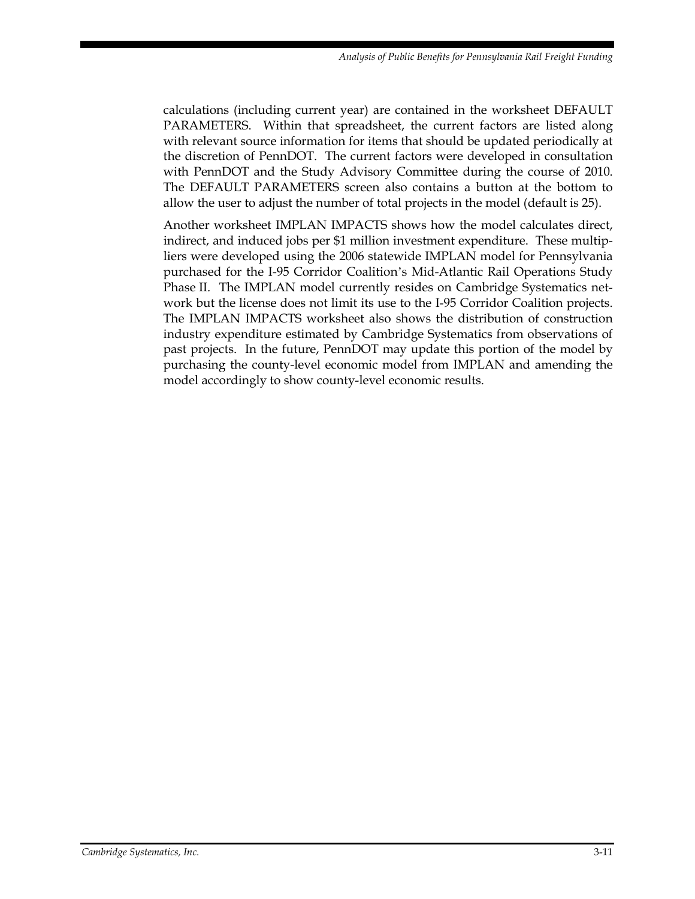calculations (including current year) are contained in the worksheet DEFAULT PARAMETERS. Within that spreadsheet, the current factors are listed along with relevant source information for items that should be updated periodically at the discretion of PennDOT. The current factors were developed in consultation with PennDOT and the Study Advisory Committee during the course of 2010. The DEFAULT PARAMETERS screen also contains a button at the bottom to allow the user to adjust the number of total projects in the model (default is 25).

Another worksheet IMPLAN IMPACTS shows how the model calculates direct, indirect, and induced jobs per $1 million investment expenditure. These multipliers were developed using the 2006 statewide IMPLAN model for Pennsylvania purchased for the I-95 Corridor Coalition's Mid-Atlantic Rail Operations Study Phase II. The IMPLAN model currently resides on Cambridge Systematics network but the license does not limit its use to the I-95 Corridor Coalition projects. The IMPLAN IMPACTS worksheet also shows the distribution of construction industry expenditure estimated by Cambridge Systematics from observations of past projects. In the future, PennDOT may update this portion of the model by purchasing the county-level economic model from IMPLAN and amending the model accordingly to show county-level economic results.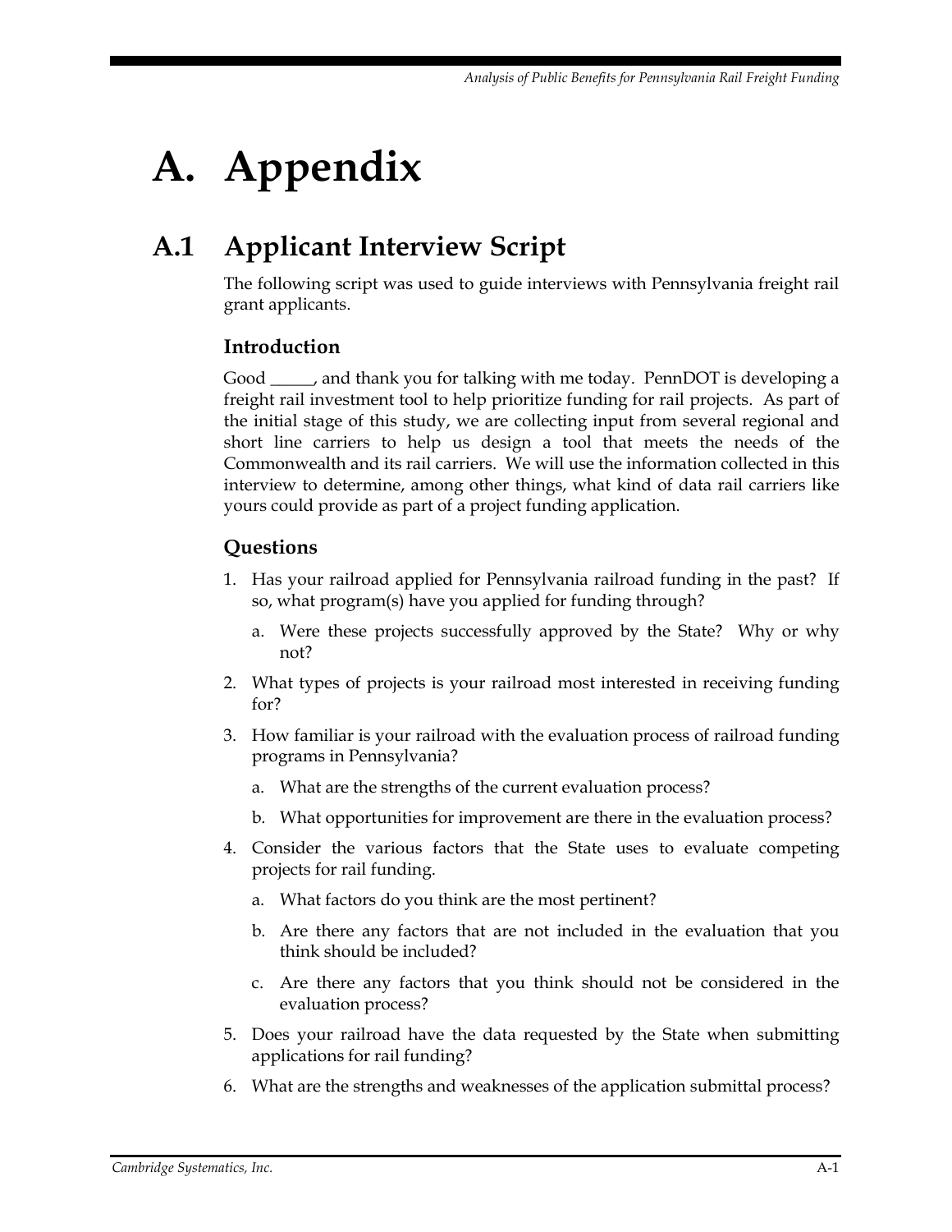# A. Appendix

## A.1 Applicant Interview Script

The following script was used to guide interviews with Pennsylvania freight rail grant applicants.

### Introduction

Good _____, and thank you for talking with me today. PennDOT is developing a freight rail investment tool to help prioritize funding for rail projects. As part of the initial stage of this study, we are collecting input from several regional and short line carriers to help us design a tool that meets the needs of the Commonwealth and its rail carriers. We will use the information collected in this interview to determine, among other things, what kind of data rail carriers like yours could provide as part of a project funding application.

### Questions

1. Has your railroad applied for Pennsylvania railroad funding in the past? If so, what program(s) have you applied for funding through?
   a. Were these projects successfully approved by the State? Why or why not?
2. What types of projects is your railroad most interested in receiving funding for?
3. How familiar is your railroad with the evaluation process of railroad funding programs in Pennsylvania?
   a. What are the strengths of the current evaluation process?
   b. What opportunities for improvement are there in the evaluation process?
4. Consider the various factors that the State uses to evaluate competing projects for rail funding.
   a. What factors do you think are the most pertinent?
   b. Are there any factors that are not included in the evaluation that you think should be included?
   c. Are there any factors that you think should not be considered in the evaluation process?
5. Does your railroad have the data requested by the State when submitting applications for rail funding?
6. What are the strengths and weaknesses of the application submittal process?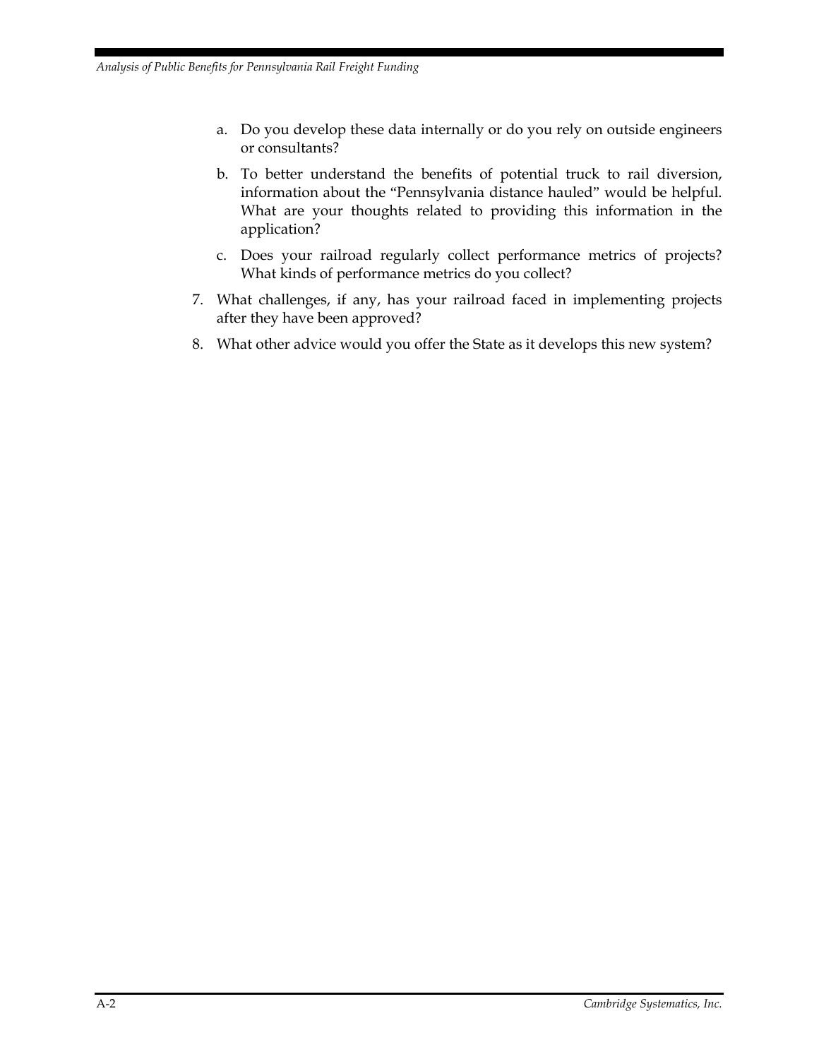a. Do you develop these data internally or do you rely on outside engineers or consultants?

   b. To better understand the benefits of potential truck to rail diversion, information about the "Pennsylvania distance hauled" would be helpful. What are your thoughts related to providing this information in the application?

   c. Does your railroad regularly collect performance metrics of projects? What kinds of performance metrics do you collect?

7. What challenges, if any, has your railroad faced in implementing projects after they have been approved?

8. What other advice would you offer the State as it develops this new system?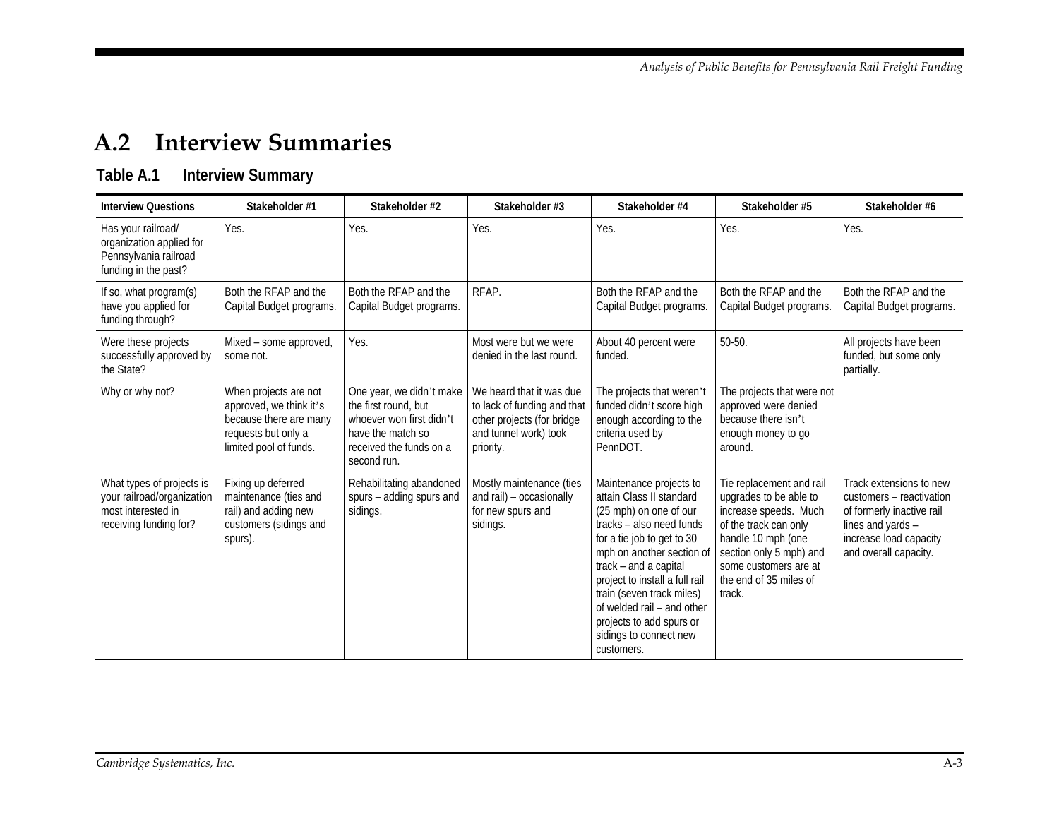## A.2 Interview Summaries

### Table A.1 Interview Summary

| Interview Questions | Stakeholder #1 | Stakeholder #2 | Stakeholder #3 | Stakeholder #4 | Stakeholder #5 | Stakeholder #6 |
|---|---|---|---|---|---|---|
| Has your railroad/ organization applied for Pennsylvania railroad funding in the past? | Yes. | Yes. | Yes. | Yes. | Yes. | Yes. |
| If so, what program(s) have you applied for funding through? | Both the RFAP and the Capital Budget programs. | Both the RFAP and the Capital Budget programs. | RFAP. | Both the RFAP and the Capital Budget programs. | Both the RFAP and the Capital Budget programs. | Both the RFAP and the Capital Budget programs. |
| Were these projects successfully approved by the State? | Mixed – some approved, some not. | Yes. | Most were but we were denied in the last round. | About 40 percent were funded. | 50-50. | All projects have been funded, but some only partially. |
| Why or why not? | When projects are not approved, we think it's because there are many requests but only a limited pool of funds. | One year, we didn't make the first round, but whoever won first didn't have the match so received the funds on a second run. | We heard that it was due to lack of funding and that other projects (for bridge and tunnel work) took priority. | The projects that weren't funded didn't score high enough according to the criteria used by PennDOT. | The projects that were not approved were denied because there isn't enough money to go around. | |
| What types of projects is your railroad/organization most interested in receiving funding for? | Fixing up deferred maintenance (ties and rail) and adding new customers (sidings and spurs). | Rehabilitating abandoned spurs – adding spurs and sidings. | Mostly maintenance (ties and rail) – occasionally for new spurs and sidings. | Maintenance projects to attain Class II standard (25 mph) on one of our tracks – also need funds for a tie job to get to 30 mph on another section of track – and a capital project to install a full rail train (seven track miles) of welded rail – and other projects to add spurs or sidings to connect new customers. | Tie replacement and rail upgrades to be able to increase speeds. Much of the track can only handle 10 mph (one section only 5 mph) and some customers are at the end of 35 miles of track. | Track extensions to new customers – reactivation of formerly inactive rail lines and yards – increase load capacity and overall capacity. |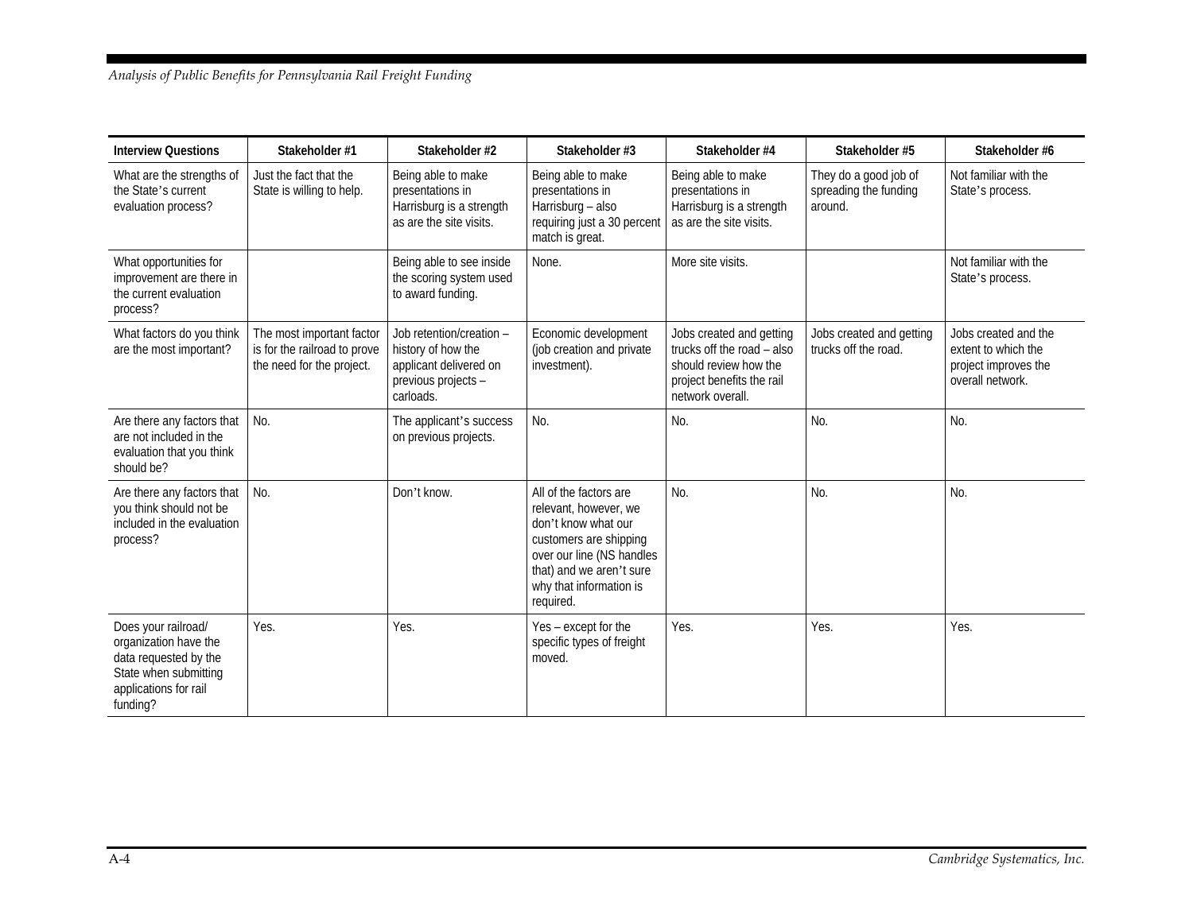| Interview Questions | Stakeholder #1 | Stakeholder #2 | Stakeholder #3 | Stakeholder #4 | Stakeholder #5 | Stakeholder #6 |
|---|---|---|---|---|---|---|
| What are the strengths of the State's current evaluation process? | Just the fact that the State is willing to help. | Being able to make presentations in Harrisburg is a strength as are the site visits. | Being able to make presentations in Harrisburg – also requiring just a 30 percent match is great. | Being able to make presentations in Harrisburg is a strength as are the site visits. | They do a good job of spreading the funding around. | Not familiar with the State's process. |
| What opportunities for improvement are there in the current evaluation process? | | Being able to see inside the scoring system used to award funding. | None. | More site visits. | | Not familiar with the State's process. |
| What factors do you think are the most important? | The most important factor is for the railroad to prove the need for the project. | Job retention/creation – history of how the applicant delivered on previous projects – carloads. | Economic development (job creation and private investment). | Jobs created and getting trucks off the road – also should review how the project benefits the rail network overall. | Jobs created and getting trucks off the road. | Jobs created and the extent to which the project improves the overall network. |
| Are there any factors that are not included in the evaluation that you think should be? | No. | The applicant's success on previous projects. | No. | No. | No. | No. |
| Are there any factors that you think should not be included in the evaluation process? | No. | Don't know. | All of the factors are relevant, however, we don't know what our customers are shipping over our line (NS handles that) and we aren't sure why that information is required. | No. | No. | No. |
| Does your railroad/ organization have the data requested by the State when submitting applications for rail funding? | Yes. | Yes. | Yes – except for the specific types of freight moved. | Yes. | Yes. | Yes. |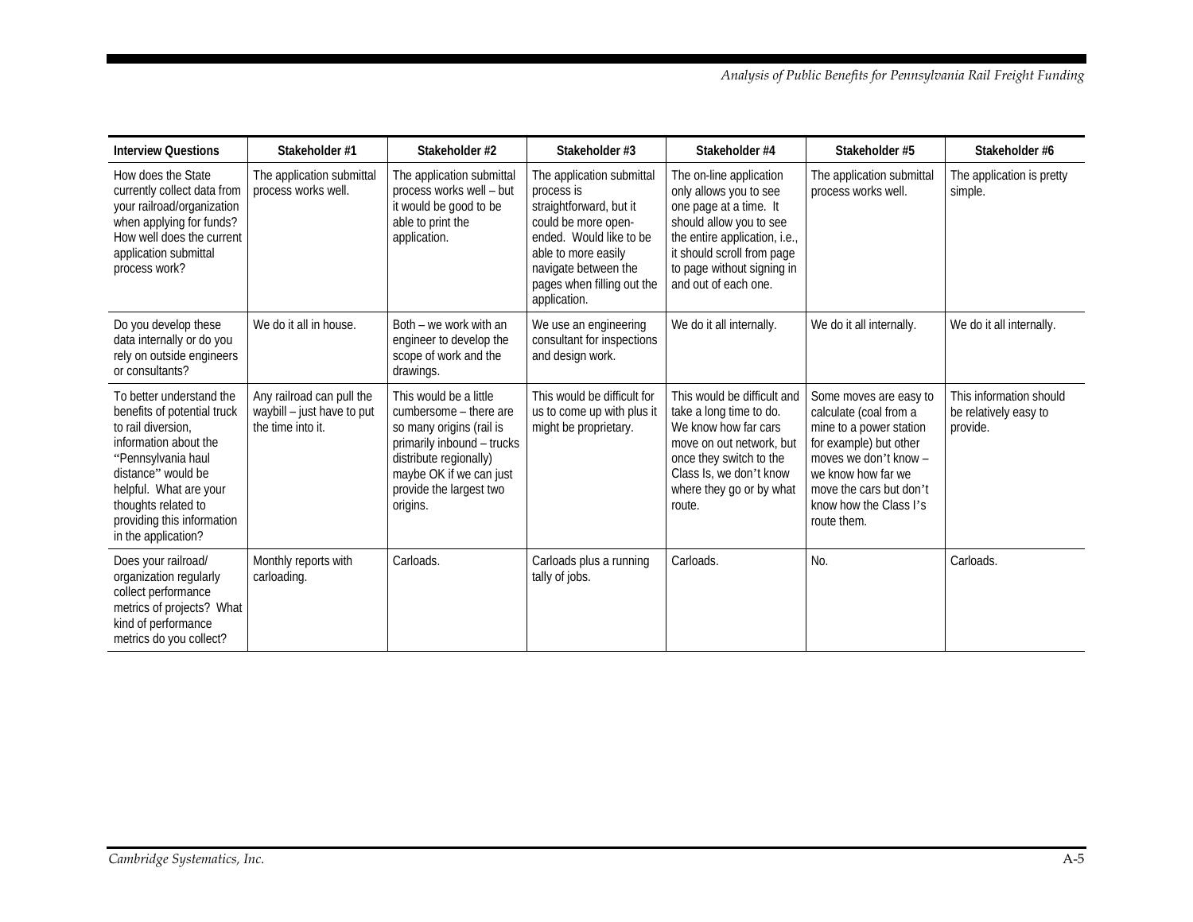| Interview Questions | Stakeholder #1 | Stakeholder #2 | Stakeholder #3 | Stakeholder #4 | Stakeholder #5 | Stakeholder #6 |
|---|---|---|---|---|---|---|
| How does the State currently collect data from your railroad/organization when applying for funds? How well does the current application submittal process work? | The application submittal process works well. | The application submittal process works well – but it would be good to be able to print the application. | The application submittal process is straightforward, but it could be more open-ended. Would like to be able to more easily navigate between the pages when filling out the application. | The on-line application only allows you to see one page at a time. It should allow you to see the entire application, i.e., it should scroll from page to page without signing in and out of each one. | The application submittal process works well. | The application is pretty simple. |
| Do you develop these data internally or do you rely on outside engineers or consultants? | We do it all in house. | Both – we work with an engineer to develop the scope of work and the drawings. | We use an engineering consultant for inspections and design work. | We do it all internally. | We do it all internally. | We do it all internally. |
| To better understand the benefits of potential truck to rail diversion, information about the "Pennsylvania haul distance" would be helpful. What are your thoughts related to providing this information in the application? | Any railroad can pull the waybill – just have to put the time into it. | This would be a little cumbersome – there are so many origins (rail is primarily inbound – trucks distribute regionally) maybe OK if we can just provide the largest two origins. | This would be difficult for us to come up with plus it might be proprietary. | This would be difficult and take a long time to do. We know how far cars move on out network, but once they switch to the Class Is, we don't know where they go or by what route. | Some moves are easy to calculate (coal from a mine to a power station for example) but other moves we don't know – we know how far we move the cars but don't know how the Class I's route them. | This information should be relatively easy to provide. |
| Does your railroad/ organization regularly collect performance metrics of projects? What kind of performance metrics do you collect? | Monthly reports with carloading. | Carloads. | Carloads plus a running tally of jobs. | Carloads. | No. | Carloads. |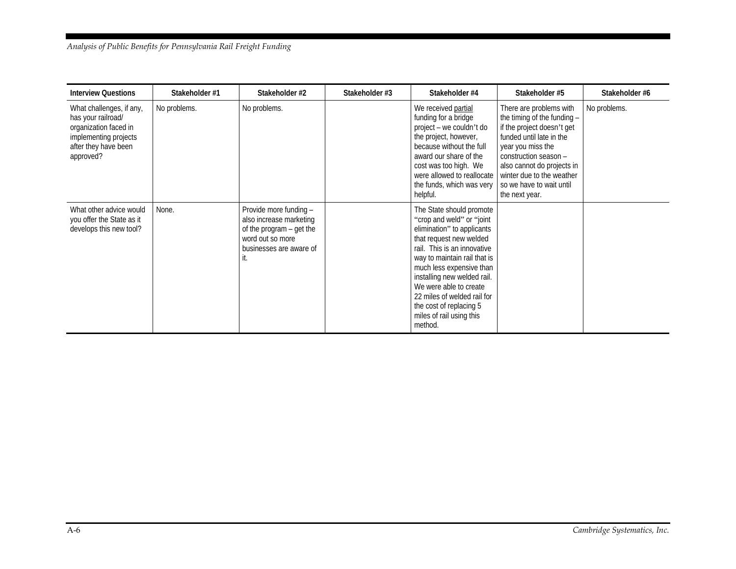| Interview Questions | Stakeholder #1 | Stakeholder #2 | Stakeholder #3 | Stakeholder #4 | Stakeholder #5 | Stakeholder #6 |
|---|---|---|---|---|---|---|
| What challenges, if any, has your railroad/ organization faced in implementing projects after they have been approved? | No problems. | No problems. | | We received <u>partial</u> funding for a bridge project – we couldn't do the project, however, because without the full award our share of the cost was too high. We were allowed to reallocate the funds, which was very helpful. | There are problems with the timing of the funding – if the project doesn't get funded until late in the year you miss the construction season – also cannot do projects in winter due to the weather so we have to wait until the next year. | No problems. |
| What other advice would you offer the State as it develops this new tool? | None. | Provide more funding – also increase marketing of the program – get the word out so more businesses are aware of it. | | The State should promote "crop and weld" or "joint elimination" to applicants that request new welded rail. This is an innovative way to maintain rail that is much less expensive than installing new welded rail. We were able to create 22 miles of welded rail for the cost of replacing 5 miles of rail using this method. | | |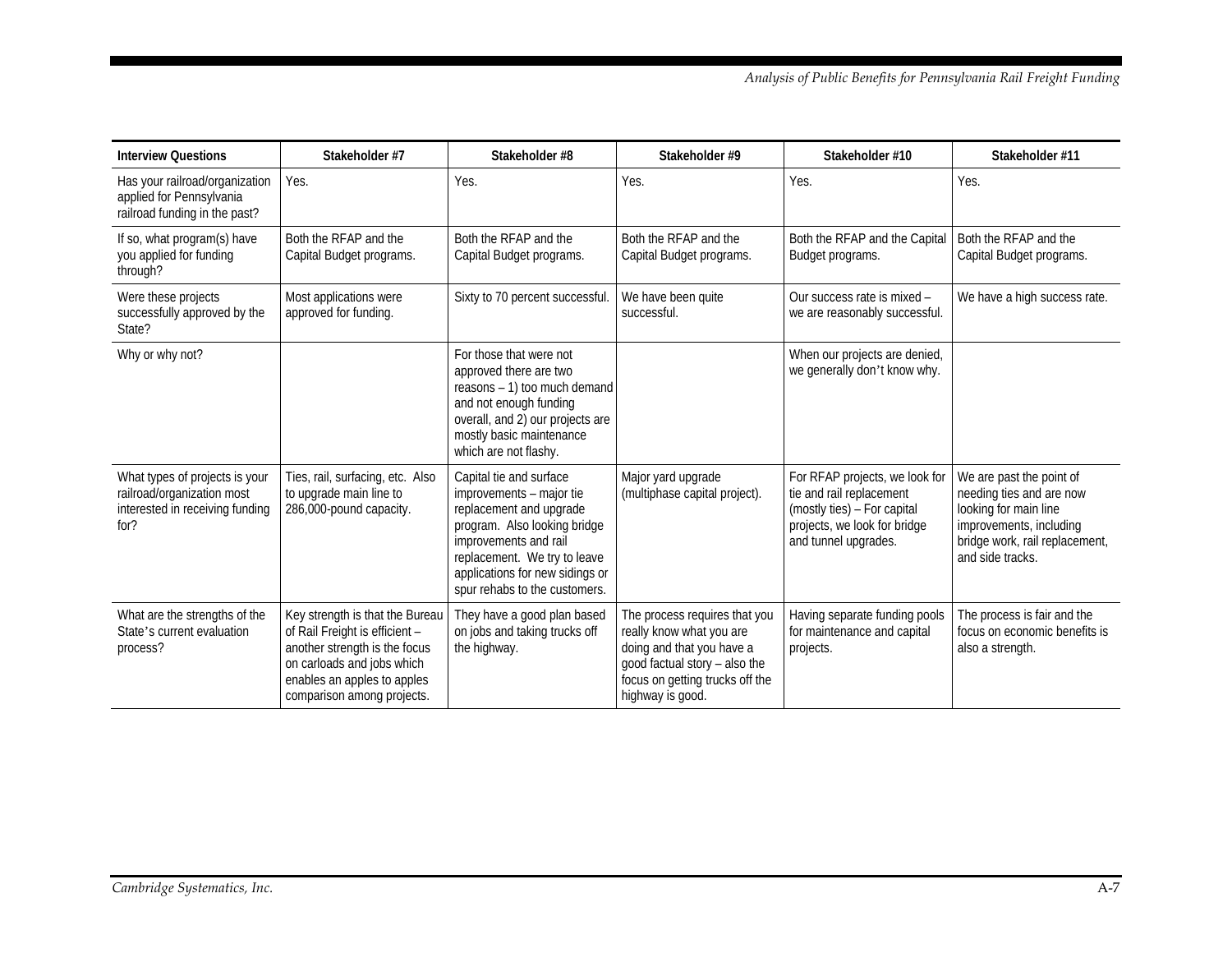| Interview Questions | Stakeholder #7 | Stakeholder #8 | Stakeholder #9 | Stakeholder #10 | Stakeholder #11 |
|---|---|---|---|---|---|
| Has your railroad/organization applied for Pennsylvania railroad funding in the past? | Yes. | Yes. | Yes. | Yes. | Yes. |
| If so, what program(s) have you applied for funding through? | Both the RFAP and the Capital Budget programs. | Both the RFAP and the Capital Budget programs. | Both the RFAP and the Capital Budget programs. | Both the RFAP and the Capital Budget programs. | Both the RFAP and the Capital Budget programs. |
| Were these projects successfully approved by the State? | Most applications were approved for funding. | Sixty to 70 percent successful. | We have been quite successful. | Our success rate is mixed – we are reasonably successful. | We have a high success rate. |
| Why or why not? | | For those that were not approved there are two reasons – 1) too much demand and not enough funding overall, and 2) our projects are mostly basic maintenance which are not flashy. | | When our projects are denied, we generally don't know why. | |
| What types of projects is your railroad/organization most interested in receiving funding for? | Ties, rail, surfacing, etc. Also to upgrade main line to 286,000-pound capacity. | Capital tie and surface improvements – major tie replacement and upgrade program. Also looking bridge improvements and rail replacement. We try to leave applications for new sidings or spur rehabs to the customers. | Major yard upgrade (multiphase capital project). | For RFAP projects, we look for tie and rail replacement (mostly ties) – For capital projects, we look for bridge and tunnel upgrades. | We are past the point of needing ties and are now looking for main line improvements, including bridge work, rail replacement, and side tracks. |
| What are the strengths of the State's current evaluation process? | Key strength is that the Bureau of Rail Freight is efficient – another strength is the focus on carloads and jobs which enables an apples to apples comparison among projects. | They have a good plan based on jobs and taking trucks off the highway. | The process requires that you really know what you are doing and that you have a good factual story – also the focus on getting trucks off the highway is good. | Having separate funding pools for maintenance and capital projects. | The process is fair and the focus on economic benefits is also a strength. |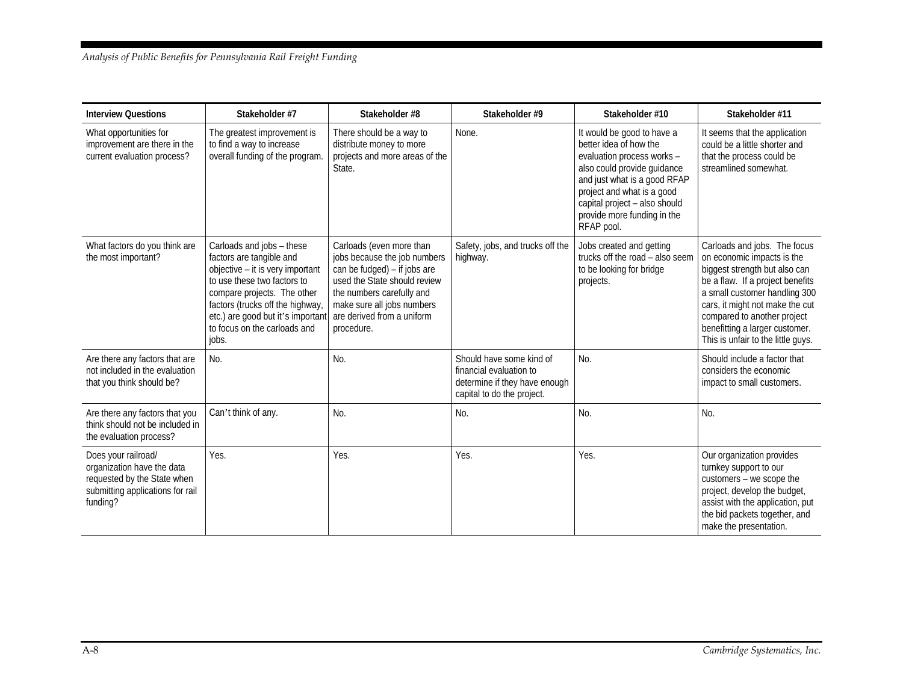| Interview Questions | Stakeholder #7 | Stakeholder #8 | Stakeholder #9 | Stakeholder #10 | Stakeholder #11 |
|---|---|---|---|---|---|
| What opportunities for improvement are there in the current evaluation process? | The greatest improvement is to find a way to increase overall funding of the program. | There should be a way to distribute money to more projects and more areas of the State. | None. | It would be good to have a better idea of how the evaluation process works – also could provide guidance and just what is a good RFAP project and what is a good capital project – also should provide more funding in the RFAP pool. | It seems that the application could be a little shorter and that the process could be streamlined somewhat. |
| What factors do you think are the most important? | Carloads and jobs – these factors are tangible and objective – it is very important to use these two factors to compare projects. The other factors (trucks off the highway, etc.) are good but it's important to focus on the carloads and jobs. | Carloads (even more than jobs because the job numbers can be fudged) – if jobs are used the State should review the numbers carefully and make sure all jobs numbers are derived from a uniform procedure. | Safety, jobs, and trucks off the highway. | Jobs created and getting trucks off the road – also seem to be looking for bridge projects. | Carloads and jobs. The focus on economic impacts is the biggest strength but also can be a flaw. If a project benefits a small customer handling 300 cars, it might not make the cut compared to another project benefitting a larger customer. This is unfair to the little guys. |
| Are there any factors that are not included in the evaluation that you think should be? | No. | No. | Should have some kind of financial evaluation to determine if they have enough capital to do the project. | No. | Should include a factor that considers the economic impact to small customers. |
| Are there any factors that you think should not be included in the evaluation process? | Can't think of any. | No. | No. | No. | No. |
| Does your railroad/ organization have the data requested by the State when submitting applications for rail funding? | Yes. | Yes. | Yes. | Yes. | Our organization provides turnkey support to our customers – we scope the project, develop the budget, assist with the application, put the bid packets together, and make the presentation. |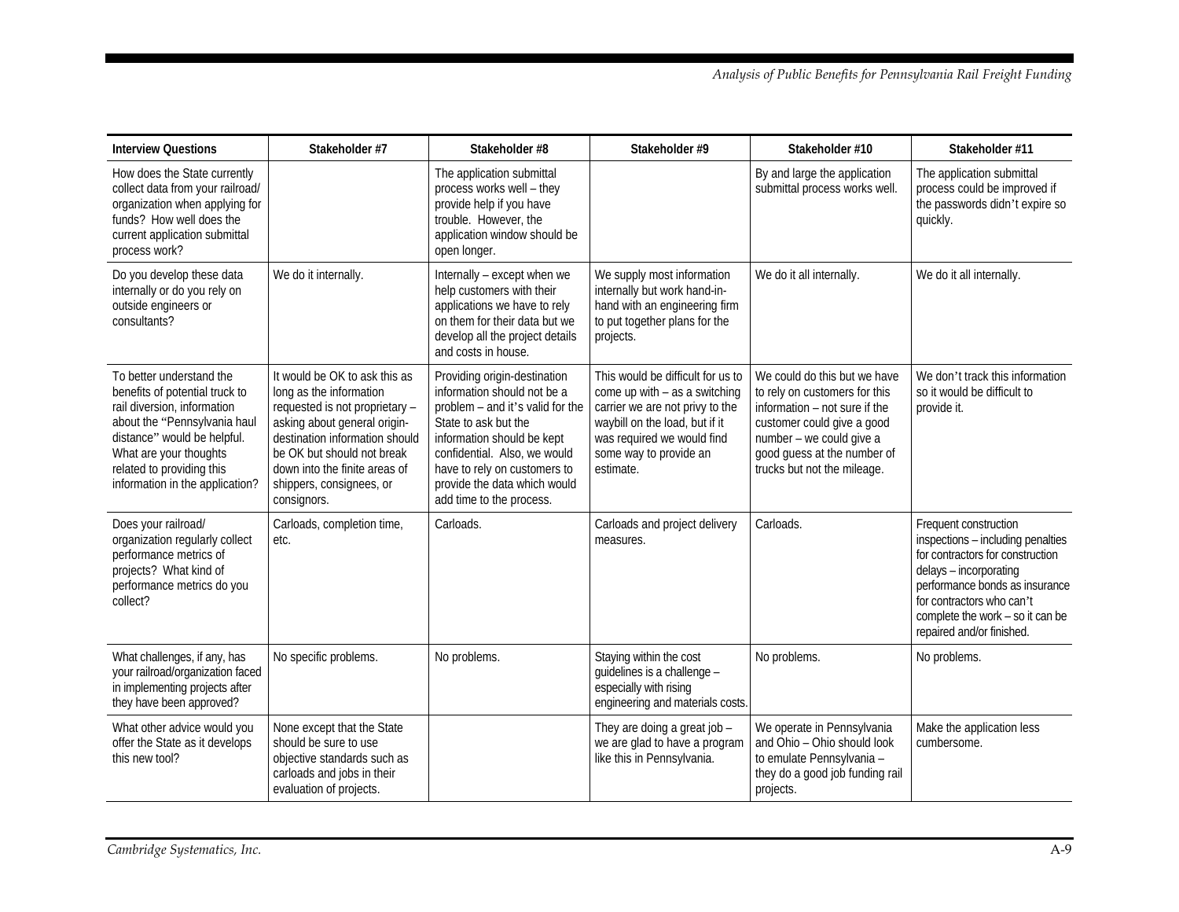| Interview Questions | Stakeholder #7 | Stakeholder #8 | Stakeholder #9 | Stakeholder #10 | Stakeholder #11 |
|---|---|---|---|---|---|
| How does the State currently collect data from your railroad/organization when applying for funds? How well does the current application submittal process work? | | The application submittal process works well – they provide help if you have trouble. However, the application window should be open longer. | | By and large the application submittal process works well. | The application submittal process could be improved if the passwords didn't expire so quickly. |
| Do you develop these data internally or do you rely on outside engineers or consultants? | We do it internally. | Internally – except when we help customers with their applications we have to rely on them for their data but we develop all the project details and costs in house. | We supply most information internally but work hand-in-hand with an engineering firm to put together plans for the projects. | We do it all internally. | We do it all internally. |
| To better understand the benefits of potential truck to rail diversion, information about the "Pennsylvania haul distance" would be helpful. What are your thoughts related to providing this information in the application? | It would be OK to ask this as long as the information requested is not proprietary – asking about general origin-destination information should be OK but should not break down into the finite areas of shippers, consignees, or consignors. | Providing origin-destination information should not be a problem – and it's valid for the State to ask but the information should be kept confidential. Also, we would have to rely on customers to provide the data which would add time to the process. | This would be difficult for us to come up with – as a switching carrier we are not privy to the waybill on the load, but if it was required we would find some way to provide an estimate. | We could do this but we have to rely on customers for this information – not sure if the customer could give a good number – we could give a good guess at the number of trucks but not the mileage. | We don't track this information so it would be difficult to provide it. |
| Does your railroad/organization regularly collect performance metrics of projects? What kind of performance metrics do you collect? | Carloads, completion time, etc. | Carloads. | Carloads and project delivery measures. | Carloads. | Frequent construction inspections – including penalties for contractors for construction delays – incorporating performance bonds as insurance for contractors who can't complete the work – so it can be repaired and/or finished. |
| What challenges, if any, has your railroad/organization faced in implementing projects after they have been approved? | No specific problems. | No problems. | Staying within the cost guidelines is a challenge – especially with rising engineering and materials costs. | No problems. | No problems. |
| What other advice would you offer the State as it develops this new tool? | None except that the State should be sure to use objective standards such as carloads and jobs in their evaluation of projects. | | They are doing a great job – we are glad to have a program like this in Pennsylvania. | We operate in Pennsylvania and Ohio – Ohio should look to emulate Pennsylvania – they do a good job funding rail projects. | Make the application less cumbersome. |